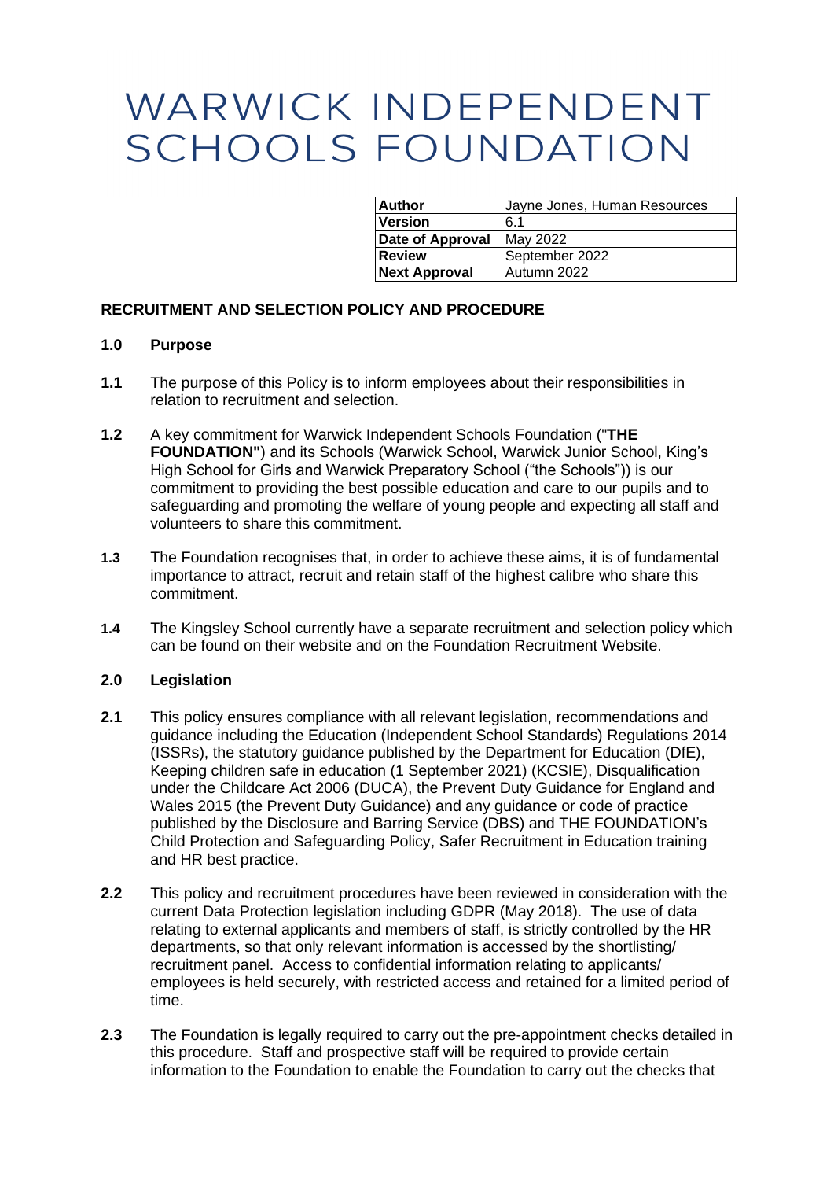# WARWICK INDEPENDENT SCHOOLS FOUNDATION

| Author | Jayne Jones, Human Resources |
|---|---|
| Version | 6.1 |
| Date of Approval | May 2022 |
| Review | September 2022 |
| Next Approval | Autumn 2022 |

## RECRUITMENT AND SELECTION POLICY AND PROCEDURE

### 1.0 Purpose

**1.1** The purpose of this Policy is to inform employees about their responsibilities in relation to recruitment and selection.

**1.2** A key commitment for Warwick Independent Schools Foundation ("**THE FOUNDATION"**) and its Schools (Warwick School, Warwick Junior School, King's High School for Girls and Warwick Preparatory School ("the Schools")) is our commitment to providing the best possible education and care to our pupils and to safeguarding and promoting the welfare of young people and expecting all staff and volunteers to share this commitment.

**1.3** The Foundation recognises that, in order to achieve these aims, it is of fundamental importance to attract, recruit and retain staff of the highest calibre who share this commitment.

**1.4** The Kingsley School currently have a separate recruitment and selection policy which can be found on their website and on the Foundation Recruitment Website.

### 2.0 Legislation

**2.1** This policy ensures compliance with all relevant legislation, recommendations and guidance including the Education (Independent School Standards) Regulations 2014 (ISSRs), the statutory guidance published by the Department for Education (DfE), Keeping children safe in education (1 September 2021) (KCSIE), Disqualification under the Childcare Act 2006 (DUCA), the Prevent Duty Guidance for England and Wales 2015 (the Prevent Duty Guidance) and any guidance or code of practice published by the Disclosure and Barring Service (DBS) and THE FOUNDATION's Child Protection and Safeguarding Policy, Safer Recruitment in Education training and HR best practice.

**2.2** This policy and recruitment procedures have been reviewed in consideration with the current Data Protection legislation including GDPR (May 2018). The use of data relating to external applicants and members of staff, is strictly controlled by the HR departments, so that only relevant information is accessed by the shortlisting/ recruitment panel. Access to confidential information relating to applicants/ employees is held securely, with restricted access and retained for a limited period of time.

**2.3** The Foundation is legally required to carry out the pre-appointment checks detailed in this procedure. Staff and prospective staff will be required to provide certain information to the Foundation to enable the Foundation to carry out the checks that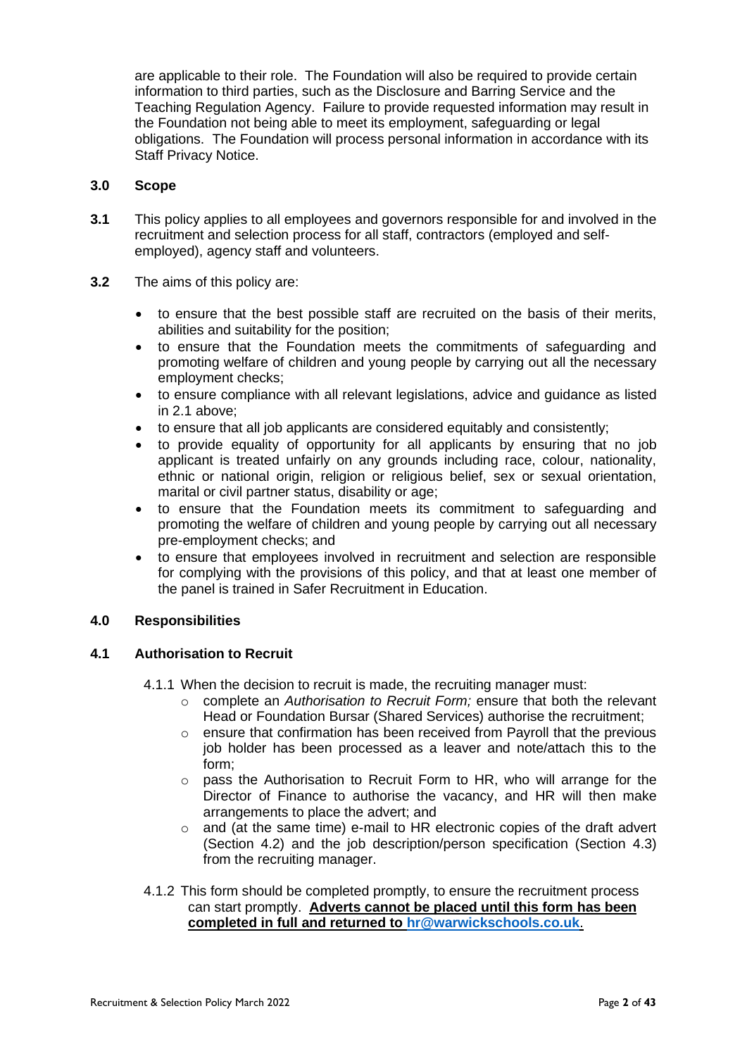are applicable to their role. The Foundation will also be required to provide certain information to third parties, such as the Disclosure and Barring Service and the Teaching Regulation Agency. Failure to provide requested information may result in the Foundation not being able to meet its employment, safeguarding or legal obligations. The Foundation will process personal information in accordance with its Staff Privacy Notice.

## 3.0 Scope

**3.1** This policy applies to all employees and governors responsible for and involved in the recruitment and selection process for all staff, contractors (employed and self-employed), agency staff and volunteers.

**3.2** The aims of this policy are:

- to ensure that the best possible staff are recruited on the basis of their merits, abilities and suitability for the position;
- to ensure that the Foundation meets the commitments of safeguarding and promoting welfare of children and young people by carrying out all the necessary employment checks;
- to ensure compliance with all relevant legislations, advice and guidance as listed in 2.1 above;
- to ensure that all job applicants are considered equitably and consistently;
- to provide equality of opportunity for all applicants by ensuring that no job applicant is treated unfairly on any grounds including race, colour, nationality, ethnic or national origin, religion or religious belief, sex or sexual orientation, marital or civil partner status, disability or age;
- to ensure that the Foundation meets its commitment to safeguarding and promoting the welfare of children and young people by carrying out all necessary pre-employment checks; and
- to ensure that employees involved in recruitment and selection are responsible for complying with the provisions of this policy, and that at least one member of the panel is trained in Safer Recruitment in Education.

## 4.0 Responsibilities

### 4.1 Authorisation to Recruit

4.1.1 When the decision to recruit is made, the recruiting manager must:

- complete an *Authorisation to Recruit Form;* ensure that both the relevant Head or Foundation Bursar (Shared Services) authorise the recruitment;
- ensure that confirmation has been received from Payroll that the previous job holder has been processed as a leaver and note/attach this to the form;
- pass the Authorisation to Recruit Form to HR, who will arrange for the Director of Finance to authorise the vacancy, and HR will then make arrangements to place the advert; and
- and (at the same time) e-mail to HR electronic copies of the draft advert (Section 4.2) and the job description/person specification (Section 4.3) from the recruiting manager.

4.1.2 This form should be completed promptly, to ensure the recruitment process can start promptly. **Adverts cannot be placed until this form has been completed in full and returned to hr@warwickschools.co.uk**.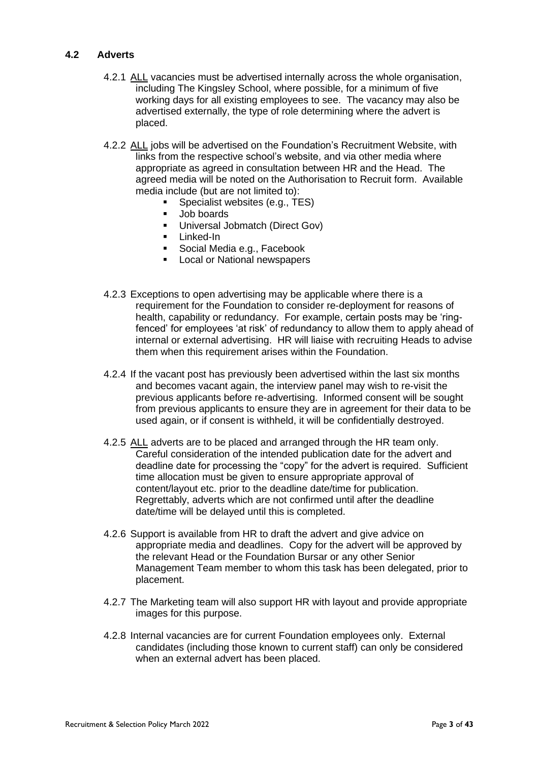### 4.2 Adverts

4.2.1 ALL vacancies must be advertised internally across the whole organisation, including The Kingsley School, where possible, for a minimum of five working days for all existing employees to see. The vacancy may also be advertised externally, the type of role determining where the advert is placed.

4.2.2 ALL jobs will be advertised on the Foundation's Recruitment Website, with links from the respective school's website, and via other media where appropriate as agreed in consultation between HR and the Head. The agreed media will be noted on the Authorisation to Recruit form. Available media include (but are not limited to):

- Specialist websites (e.g., TES)
- Job boards
- Universal Jobmatch (Direct Gov)
- Linked-In
- Social Media e.g., Facebook
- Local or National newspapers

4.2.3 Exceptions to open advertising may be applicable where there is a requirement for the Foundation to consider re-deployment for reasons of health, capability or redundancy. For example, certain posts may be 'ring-fenced' for employees 'at risk' of redundancy to allow them to apply ahead of internal or external advertising. HR will liaise with recruiting Heads to advise them when this requirement arises within the Foundation.

4.2.4 If the vacant post has previously been advertised within the last six months and becomes vacant again, the interview panel may wish to re-visit the previous applicants before re-advertising. Informed consent will be sought from previous applicants to ensure they are in agreement for their data to be used again, or if consent is withheld, it will be confidentially destroyed.

4.2.5 ALL adverts are to be placed and arranged through the HR team only. Careful consideration of the intended publication date for the advert and deadline date for processing the "copy" for the advert is required. Sufficient time allocation must be given to ensure appropriate approval of content/layout etc. prior to the deadline date/time for publication. Regrettably, adverts which are not confirmed until after the deadline date/time will be delayed until this is completed.

4.2.6 Support is available from HR to draft the advert and give advice on appropriate media and deadlines. Copy for the advert will be approved by the relevant Head or the Foundation Bursar or any other Senior Management Team member to whom this task has been delegated, prior to placement.

4.2.7 The Marketing team will also support HR with layout and provide appropriate images for this purpose.

4.2.8 Internal vacancies are for current Foundation employees only. External candidates (including those known to current staff) can only be considered when an external advert has been placed.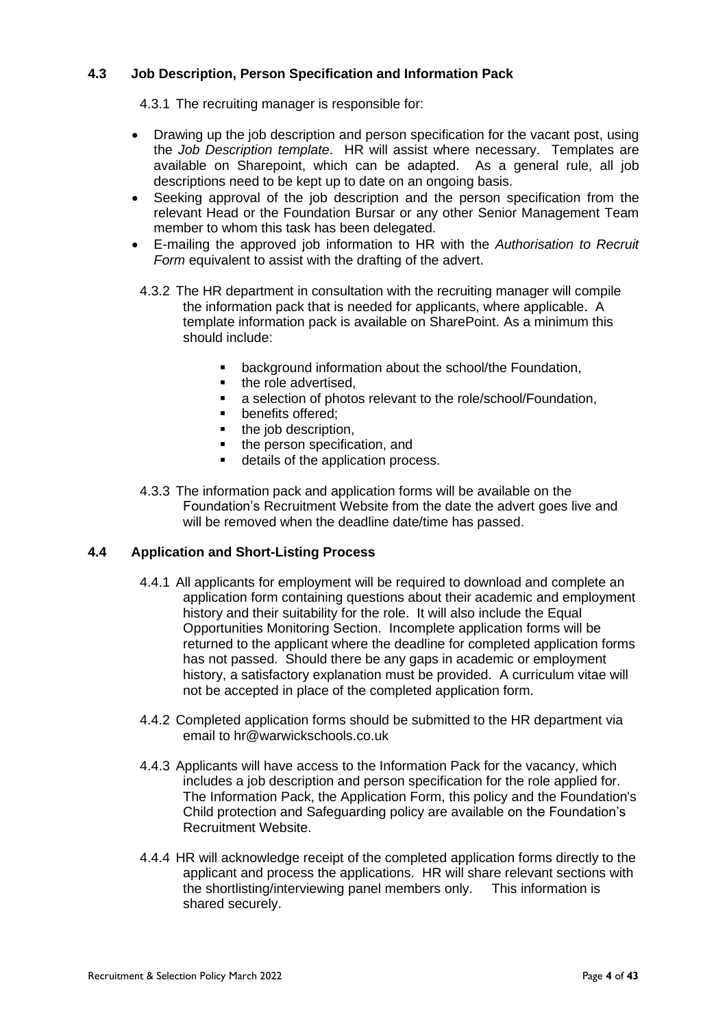## 4.3 Job Description, Person Specification and Information Pack

4.3.1 The recruiting manager is responsible for:

- Drawing up the job description and person specification for the vacant post, using the *Job Description template*. HR will assist where necessary. Templates are available on Sharepoint, which can be adapted. As a general rule, all job descriptions need to be kept up to date on an ongoing basis.
- Seeking approval of the job description and the person specification from the relevant Head or the Foundation Bursar or any other Senior Management Team member to whom this task has been delegated.
- E-mailing the approved job information to HR with the *Authorisation to Recruit Form* equivalent to assist with the drafting of the advert.

4.3.2 The HR department in consultation with the recruiting manager will compile the information pack that is needed for applicants, where applicable. A template information pack is available on SharePoint. As a minimum this should include:

- background information about the school/the Foundation,
- the role advertised,
- a selection of photos relevant to the role/school/Foundation,
- benefits offered;
- the job description,
- the person specification, and
- details of the application process.

4.3.3 The information pack and application forms will be available on the Foundation's Recruitment Website from the date the advert goes live and will be removed when the deadline date/time has passed.

## 4.4 Application and Short-Listing Process

4.4.1 All applicants for employment will be required to download and complete an application form containing questions about their academic and employment history and their suitability for the role. It will also include the Equal Opportunities Monitoring Section. Incomplete application forms will be returned to the applicant where the deadline for completed application forms has not passed. Should there be any gaps in academic or employment history, a satisfactory explanation must be provided. A curriculum vitae will not be accepted in place of the completed application form.

4.4.2 Completed application forms should be submitted to the HR department via email to hr@warwickschools.co.uk

4.4.3 Applicants will have access to the Information Pack for the vacancy, which includes a job description and person specification for the role applied for. The Information Pack, the Application Form, this policy and the Foundation's Child protection and Safeguarding policy are available on the Foundation's Recruitment Website.

4.4.4 HR will acknowledge receipt of the completed application forms directly to the applicant and process the applications. HR will share relevant sections with the shortlisting/interviewing panel members only. This information is shared securely.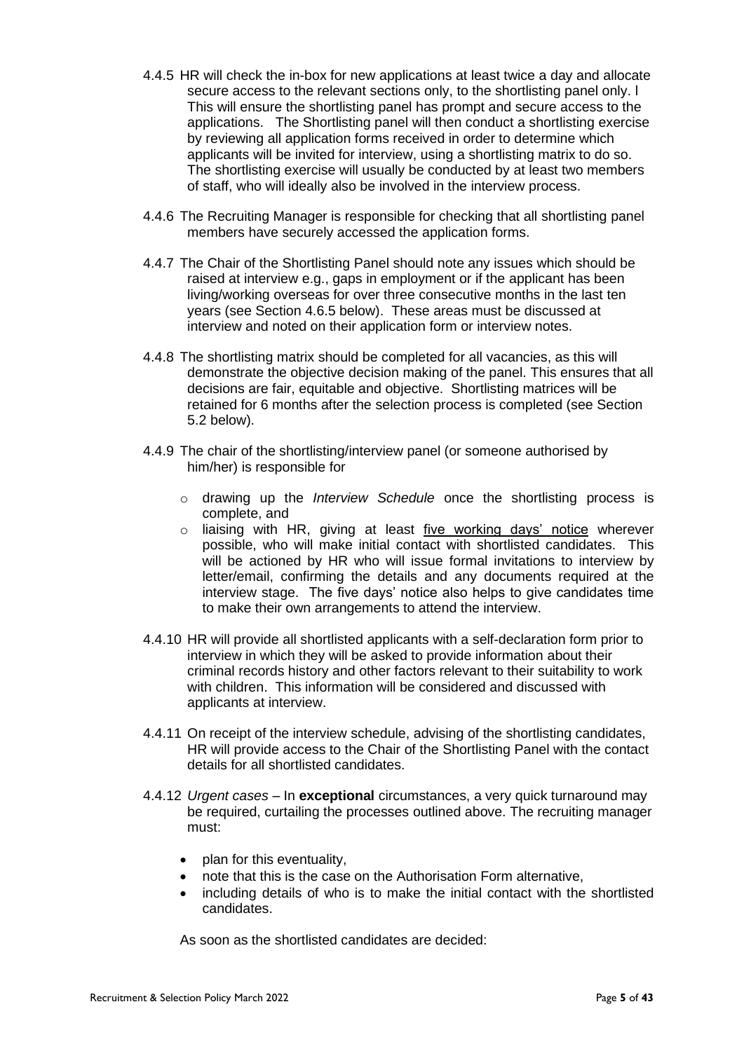4.4.5 HR will check the in-box for new applications at least twice a day and allocate secure access to the relevant sections only, to the shortlisting panel only. I This will ensure the shortlisting panel has prompt and secure access to the applications. The Shortlisting panel will then conduct a shortlisting exercise by reviewing all application forms received in order to determine which applicants will be invited for interview, using a shortlisting matrix to do so. The shortlisting exercise will usually be conducted by at least two members of staff, who will ideally also be involved in the interview process.

4.4.6 The Recruiting Manager is responsible for checking that all shortlisting panel members have securely accessed the application forms.

4.4.7 The Chair of the Shortlisting Panel should note any issues which should be raised at interview e.g., gaps in employment or if the applicant has been living/working overseas for over three consecutive months in the last ten years (see Section 4.6.5 below). These areas must be discussed at interview and noted on their application form or interview notes.

4.4.8 The shortlisting matrix should be completed for all vacancies, as this will demonstrate the objective decision making of the panel. This ensures that all decisions are fair, equitable and objective. Shortlisting matrices will be retained for 6 months after the selection process is completed (see Section 5.2 below).

4.4.9 The chair of the shortlisting/interview panel (or someone authorised by him/her) is responsible for

- drawing up the *Interview Schedule* once the shortlisting process is complete, and
- liaising with HR, giving at least <u>five working days' notice</u> wherever possible, who will make initial contact with shortlisted candidates. This will be actioned by HR who will issue formal invitations to interview by letter/email, confirming the details and any documents required at the interview stage. The five days' notice also helps to give candidates time to make their own arrangements to attend the interview.

4.4.10 HR will provide all shortlisted applicants with a self-declaration form prior to interview in which they will be asked to provide information about their criminal records history and other factors relevant to their suitability to work with children. This information will be considered and discussed with applicants at interview.

4.4.11 On receipt of the interview schedule, advising of the shortlisting candidates, HR will provide access to the Chair of the Shortlisting Panel with the contact details for all shortlisted candidates.

4.4.12 *Urgent cases* – In **exceptional** circumstances, a very quick turnaround may be required, curtailing the processes outlined above. The recruiting manager must:

- plan for this eventuality,
- note that this is the case on the Authorisation Form alternative,
- including details of who is to make the initial contact with the shortlisted candidates.

As soon as the shortlisted candidates are decided: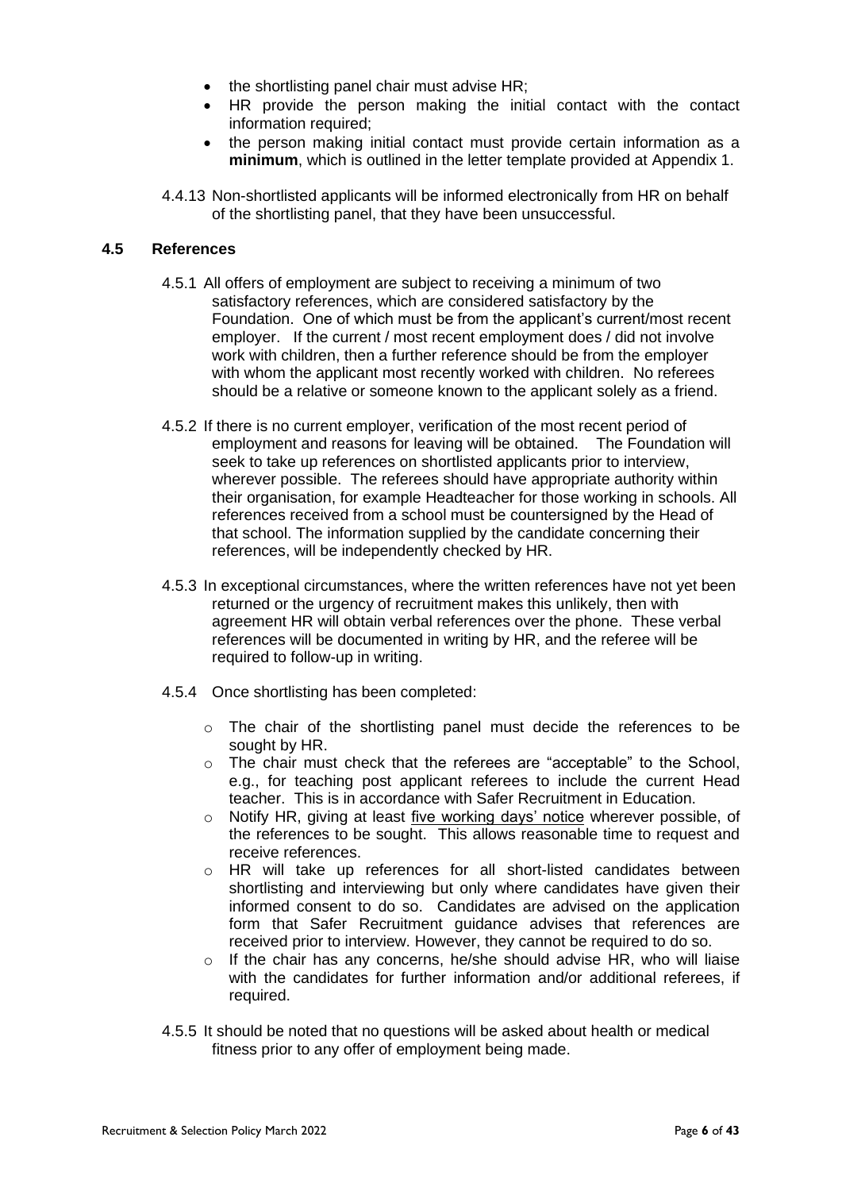- the shortlisting panel chair must advise HR;
- HR provide the person making the initial contact with the contact information required;
- the person making initial contact must provide certain information as a **minimum**, which is outlined in the letter template provided at Appendix 1.

4.4.13 Non-shortlisted applicants will be informed electronically from HR on behalf of the shortlisting panel, that they have been unsuccessful.

### 4.5 References

4.5.1 All offers of employment are subject to receiving a minimum of two satisfactory references, which are considered satisfactory by the Foundation. One of which must be from the applicant's current/most recent employer. If the current / most recent employment does / did not involve work with children, then a further reference should be from the employer with whom the applicant most recently worked with children. No referees should be a relative or someone known to the applicant solely as a friend.

4.5.2 If there is no current employer, verification of the most recent period of employment and reasons for leaving will be obtained. The Foundation will seek to take up references on shortlisted applicants prior to interview, wherever possible. The referees should have appropriate authority within their organisation, for example Headteacher for those working in schools. All references received from a school must be countersigned by the Head of that school. The information supplied by the candidate concerning their references, will be independently checked by HR.

4.5.3 In exceptional circumstances, where the written references have not yet been returned or the urgency of recruitment makes this unlikely, then with agreement HR will obtain verbal references over the phone. These verbal references will be documented in writing by HR, and the referee will be required to follow-up in writing.

4.5.4 Once shortlisting has been completed:

- The chair of the shortlisting panel must decide the references to be sought by HR.
- The chair must check that the referees are "acceptable" to the School, e.g., for teaching post applicant referees to include the current Head teacher. This is in accordance with Safer Recruitment in Education.
- Notify HR, giving at least five working days' notice wherever possible, of the references to be sought. This allows reasonable time to request and receive references.
- HR will take up references for all short-listed candidates between shortlisting and interviewing but only where candidates have given their informed consent to do so. Candidates are advised on the application form that Safer Recruitment guidance advises that references are received prior to interview. However, they cannot be required to do so.
- If the chair has any concerns, he/she should advise HR, who will liaise with the candidates for further information and/or additional referees, if required.

4.5.5 It should be noted that no questions will be asked about health or medical fitness prior to any offer of employment being made.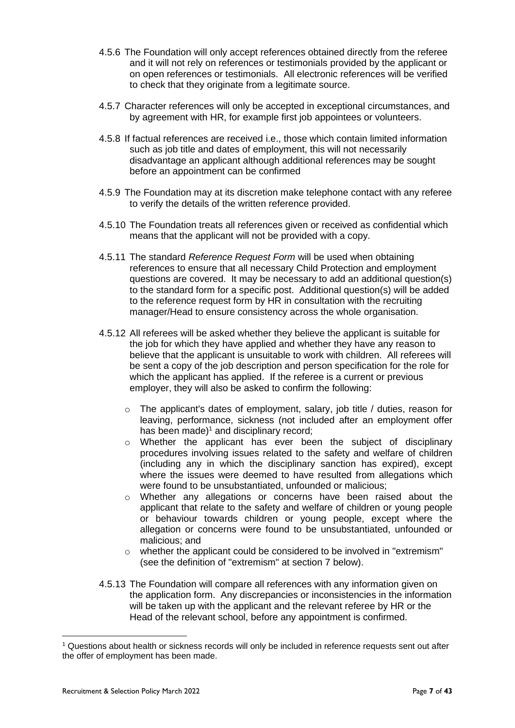4.5.6 The Foundation will only accept references obtained directly from the referee and it will not rely on references or testimonials provided by the applicant or on open references or testimonials. All electronic references will be verified to check that they originate from a legitimate source.

4.5.7 Character references will only be accepted in exceptional circumstances, and by agreement with HR, for example first job appointees or volunteers.

4.5.8 If factual references are received i.e., those which contain limited information such as job title and dates of employment, this will not necessarily disadvantage an applicant although additional references may be sought before an appointment can be confirmed

4.5.9 The Foundation may at its discretion make telephone contact with any referee to verify the details of the written reference provided.

4.5.10 The Foundation treats all references given or received as confidential which means that the applicant will not be provided with a copy.

4.5.11 The standard *Reference Request Form* will be used when obtaining references to ensure that all necessary Child Protection and employment questions are covered. It may be necessary to add an additional question(s) to the standard form for a specific post. Additional question(s) will be added to the reference request form by HR in consultation with the recruiting manager/Head to ensure consistency across the whole organisation.

4.5.12 All referees will be asked whether they believe the applicant is suitable for the job for which they have applied and whether they have any reason to believe that the applicant is unsuitable to work with children. All referees will be sent a copy of the job description and person specification for the role for which the applicant has applied. If the referee is a current or previous employer, they will also be asked to confirm the following:

- The applicant's dates of employment, salary, job title / duties, reason for leaving, performance, sickness (not included after an employment offer has been made)[1] and disciplinary record;
- Whether the applicant has ever been the subject of disciplinary procedures involving issues related to the safety and welfare of children (including any in which the disciplinary sanction has expired), except where the issues were deemed to have resulted from allegations which were found to be unsubstantiated, unfounded or malicious;
- Whether any allegations or concerns have been raised about the applicant that relate to the safety and welfare of children or young people or behaviour towards children or young people, except where the allegation or concerns were found to be unsubstantiated, unfounded or malicious; and
- whether the applicant could be considered to be involved in "extremism" (see the definition of "extremism" at section 7 below).

4.5.13 The Foundation will compare all references with any information given on the application form. Any discrepancies or inconsistencies in the information will be taken up with the applicant and the relevant referee by HR or the Head of the relevant school, before any appointment is confirmed.

[1] Questions about health or sickness records will only be included in reference requests sent out after the offer of employment has been made.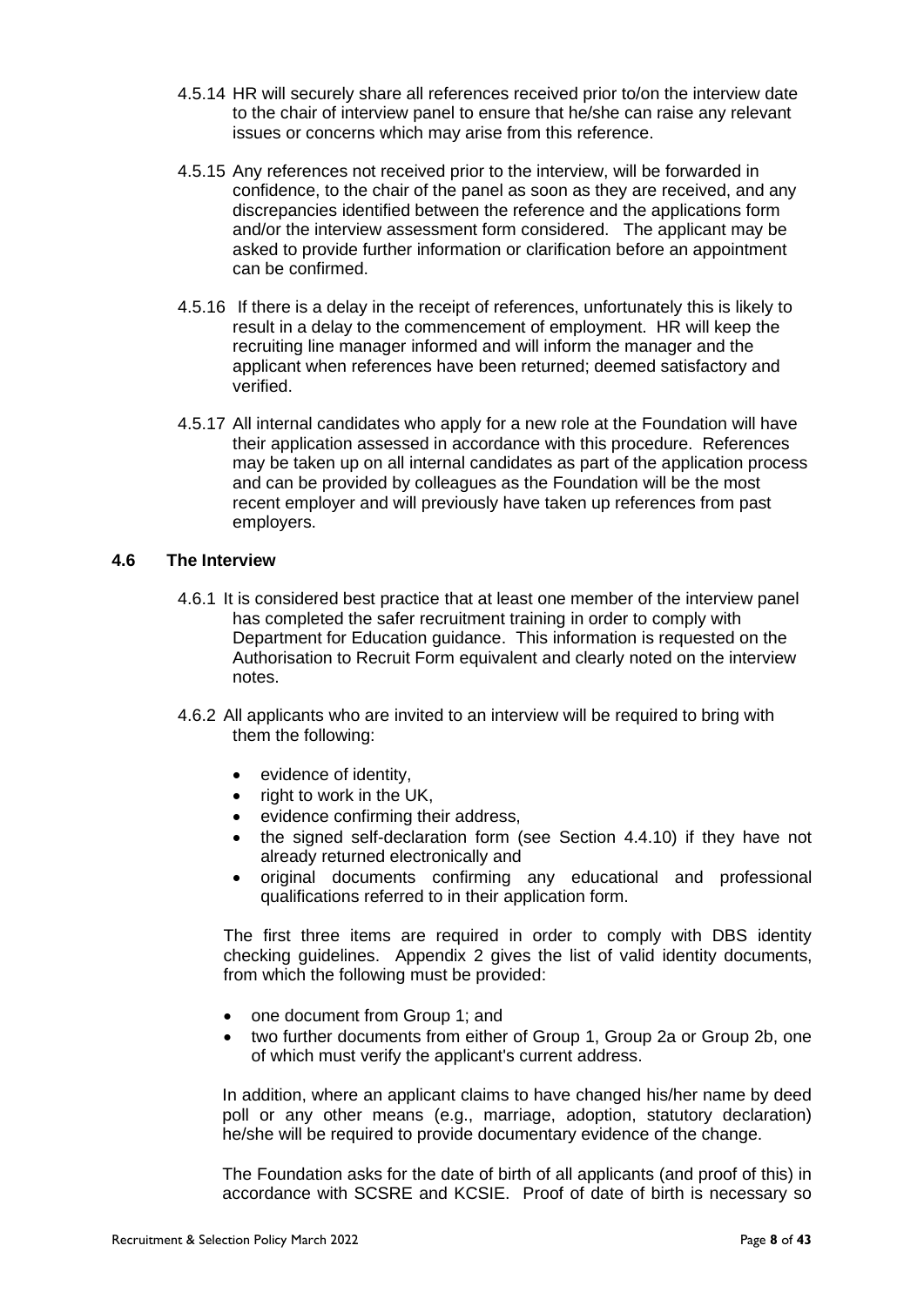4.5.14 HR will securely share all references received prior to/on the interview date to the chair of interview panel to ensure that he/she can raise any relevant issues or concerns which may arise from this reference.

4.5.15 Any references not received prior to the interview, will be forwarded in confidence, to the chair of the panel as soon as they are received, and any discrepancies identified between the reference and the applications form and/or the interview assessment form considered. The applicant may be asked to provide further information or clarification before an appointment can be confirmed.

4.5.16 If there is a delay in the receipt of references, unfortunately this is likely to result in a delay to the commencement of employment. HR will keep the recruiting line manager informed and will inform the manager and the applicant when references have been returned; deemed satisfactory and verified.

4.5.17 All internal candidates who apply for a new role at the Foundation will have their application assessed in accordance with this procedure. References may be taken up on all internal candidates as part of the application process and can be provided by colleagues as the Foundation will be the most recent employer and will previously have taken up references from past employers.

### 4.6 The Interview

4.6.1 It is considered best practice that at least one member of the interview panel has completed the safer recruitment training in order to comply with Department for Education guidance. This information is requested on the Authorisation to Recruit Form equivalent and clearly noted on the interview notes.

4.6.2 All applicants who are invited to an interview will be required to bring with them the following:

- evidence of identity,
- right to work in the UK,
- evidence confirming their address,
- the signed self-declaration form (see Section 4.4.10) if they have not already returned electronically and
- original documents confirming any educational and professional qualifications referred to in their application form.

The first three items are required in order to comply with DBS identity checking guidelines. Appendix 2 gives the list of valid identity documents, from which the following must be provided:

- one document from Group 1; and
- two further documents from either of Group 1, Group 2a or Group 2b, one of which must verify the applicant's current address.

In addition, where an applicant claims to have changed his/her name by deed poll or any other means (e.g., marriage, adoption, statutory declaration) he/she will be required to provide documentary evidence of the change.

The Foundation asks for the date of birth of all applicants (and proof of this) in accordance with SCSRE and KCSIE. Proof of date of birth is necessary so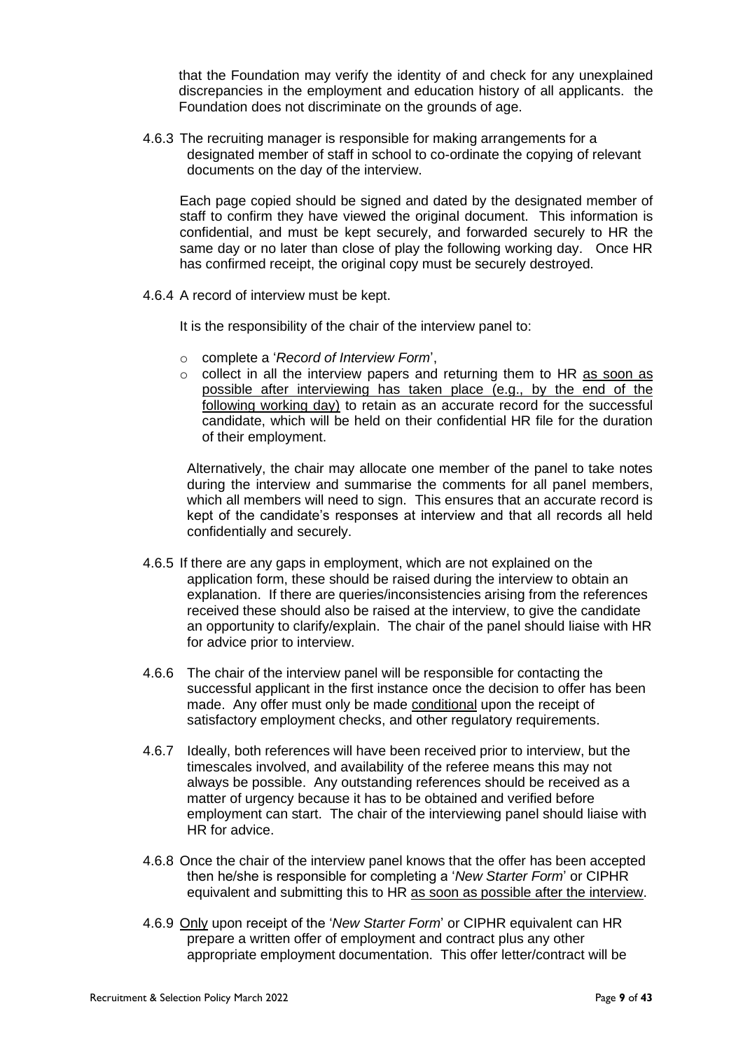that the Foundation may verify the identity of and check for any unexplained discrepancies in the employment and education history of all applicants. the Foundation does not discriminate on the grounds of age.

4.6.3 The recruiting manager is responsible for making arrangements for a designated member of staff in school to co-ordinate the copying of relevant documents on the day of the interview.

Each page copied should be signed and dated by the designated member of staff to confirm they have viewed the original document. This information is confidential, and must be kept securely, and forwarded securely to HR the same day or no later than close of play the following working day. Once HR has confirmed receipt, the original copy must be securely destroyed.

4.6.4 A record of interview must be kept.

It is the responsibility of the chair of the interview panel to:

- complete a '*Record of Interview Form*',
- collect in all the interview papers and returning them to HR <u>as soon as possible after interviewing has taken place (e.g., by the end of the following working day)</u> to retain as an accurate record for the successful candidate, which will be held on their confidential HR file for the duration of their employment.

Alternatively, the chair may allocate one member of the panel to take notes during the interview and summarise the comments for all panel members, which all members will need to sign. This ensures that an accurate record is kept of the candidate's responses at interview and that all records all held confidentially and securely.

4.6.5 If there are any gaps in employment, which are not explained on the application form, these should be raised during the interview to obtain an explanation. If there are queries/inconsistencies arising from the references received these should also be raised at the interview, to give the candidate an opportunity to clarify/explain. The chair of the panel should liaise with HR for advice prior to interview.

4.6.6 The chair of the interview panel will be responsible for contacting the successful applicant in the first instance once the decision to offer has been made. Any offer must only be made <u>conditional</u> upon the receipt of satisfactory employment checks, and other regulatory requirements.

4.6.7 Ideally, both references will have been received prior to interview, but the timescales involved, and availability of the referee means this may not always be possible. Any outstanding references should be received as a matter of urgency because it has to be obtained and verified before employment can start. The chair of the interviewing panel should liaise with HR for advice.

4.6.8 Once the chair of the interview panel knows that the offer has been accepted then he/she is responsible for completing a '*New Starter Form*' or CIPHR equivalent and submitting this to HR <u>as soon as possible after the interview</u>.

4.6.9 <u>Only</u> upon receipt of the '*New Starter Form*' or CIPHR equivalent can HR prepare a written offer of employment and contract plus any other appropriate employment documentation. This offer letter/contract will be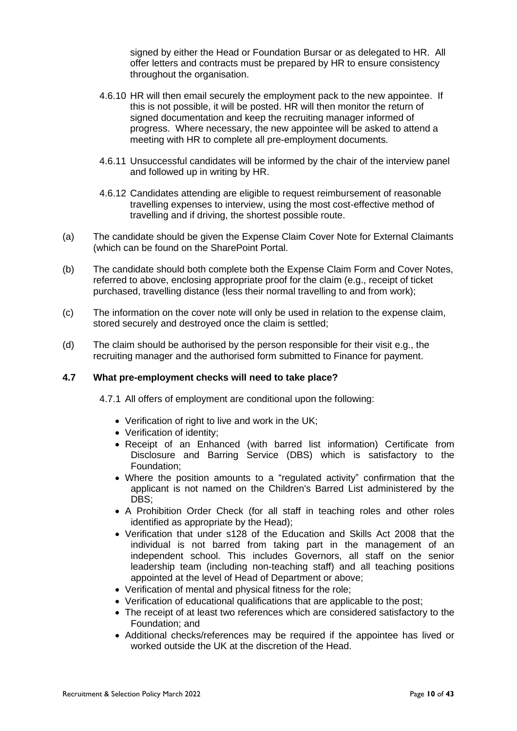signed by either the Head or Foundation Bursar or as delegated to HR. All offer letters and contracts must be prepared by HR to ensure consistency throughout the organisation.

4.6.10 HR will then email securely the employment pack to the new appointee. If this is not possible, it will be posted. HR will then monitor the return of signed documentation and keep the recruiting manager informed of progress. Where necessary, the new appointee will be asked to attend a meeting with HR to complete all pre-employment documents.

4.6.11 Unsuccessful candidates will be informed by the chair of the interview panel and followed up in writing by HR.

4.6.12 Candidates attending are eligible to request reimbursement of reasonable travelling expenses to interview, using the most cost-effective method of travelling and if driving, the shortest possible route.

(a) The candidate should be given the Expense Claim Cover Note for External Claimants (which can be found on the SharePoint Portal.

(b) The candidate should both complete both the Expense Claim Form and Cover Notes, referred to above, enclosing appropriate proof for the claim (e.g., receipt of ticket purchased, travelling distance (less their normal travelling to and from work);

(c) The information on the cover note will only be used in relation to the expense claim, stored securely and destroyed once the claim is settled;

(d) The claim should be authorised by the person responsible for their visit e.g., the recruiting manager and the authorised form submitted to Finance for payment.

### 4.7 What pre-employment checks will need to take place?

4.7.1 All offers of employment are conditional upon the following:

- Verification of right to live and work in the UK;
- Verification of identity;
- Receipt of an Enhanced (with barred list information) Certificate from Disclosure and Barring Service (DBS) which is satisfactory to the Foundation;
- Where the position amounts to a "regulated activity" confirmation that the applicant is not named on the Children's Barred List administered by the DBS;
- A Prohibition Order Check (for all staff in teaching roles and other roles identified as appropriate by the Head);
- Verification that under s128 of the Education and Skills Act 2008 that the individual is not barred from taking part in the management of an independent school. This includes Governors, all staff on the senior leadership team (including non-teaching staff) and all teaching positions appointed at the level of Head of Department or above;
- Verification of mental and physical fitness for the role;
- Verification of educational qualifications that are applicable to the post;
- The receipt of at least two references which are considered satisfactory to the Foundation; and
- Additional checks/references may be required if the appointee has lived or worked outside the UK at the discretion of the Head.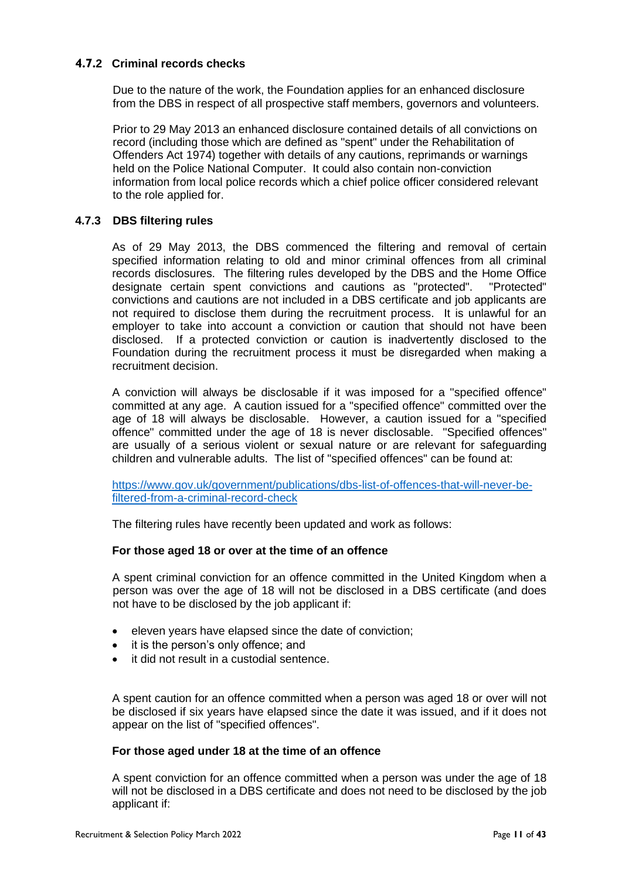### 4.7.2 Criminal records checks

Due to the nature of the work, the Foundation applies for an enhanced disclosure from the DBS in respect of all prospective staff members, governors and volunteers.

Prior to 29 May 2013 an enhanced disclosure contained details of all convictions on record (including those which are defined as "spent" under the Rehabilitation of Offenders Act 1974) together with details of any cautions, reprimands or warnings held on the Police National Computer. It could also contain non-conviction information from local police records which a chief police officer considered relevant to the role applied for.

### 4.7.3 DBS filtering rules

As of 29 May 2013, the DBS commenced the filtering and removal of certain specified information relating to old and minor criminal offences from all criminal records disclosures. The filtering rules developed by the DBS and the Home Office designate certain spent convictions and cautions as "protected". "Protected" convictions and cautions are not included in a DBS certificate and job applicants are not required to disclose them during the recruitment process. It is unlawful for an employer to take into account a conviction or caution that should not have been disclosed. If a protected conviction or caution is inadvertently disclosed to the Foundation during the recruitment process it must be disregarded when making a recruitment decision.

A conviction will always be disclosable if it was imposed for a "specified offence" committed at any age. A caution issued for a "specified offence" committed over the age of 18 will always be disclosable. However, a caution issued for a "specified offence" committed under the age of 18 is never disclosable. "Specified offences" are usually of a serious violent or sexual nature or are relevant for safeguarding children and vulnerable adults. The list of "specified offences" can be found at:

[https://www.gov.uk/government/publications/dbs-list-of-offences-that-will-never-be-filtered-from-a-criminal-record-check](https://www.gov.uk/government/publications/dbs-list-of-offences-that-will-never-be-filtered-from-a-criminal-record-check)

The filtering rules have recently been updated and work as follows:

**For those aged 18 or over at the time of an offence**

A spent criminal conviction for an offence committed in the United Kingdom when a person was over the age of 18 will not be disclosed in a DBS certificate (and does not have to be disclosed by the job applicant if:

- eleven years have elapsed since the date of conviction;
- it is the person's only offence; and
- it did not result in a custodial sentence.

A spent caution for an offence committed when a person was aged 18 or over will not be disclosed if six years have elapsed since the date it was issued, and if it does not appear on the list of "specified offences".

**For those aged under 18 at the time of an offence**

A spent conviction for an offence committed when a person was under the age of 18 will not be disclosed in a DBS certificate and does not need to be disclosed by the job applicant if: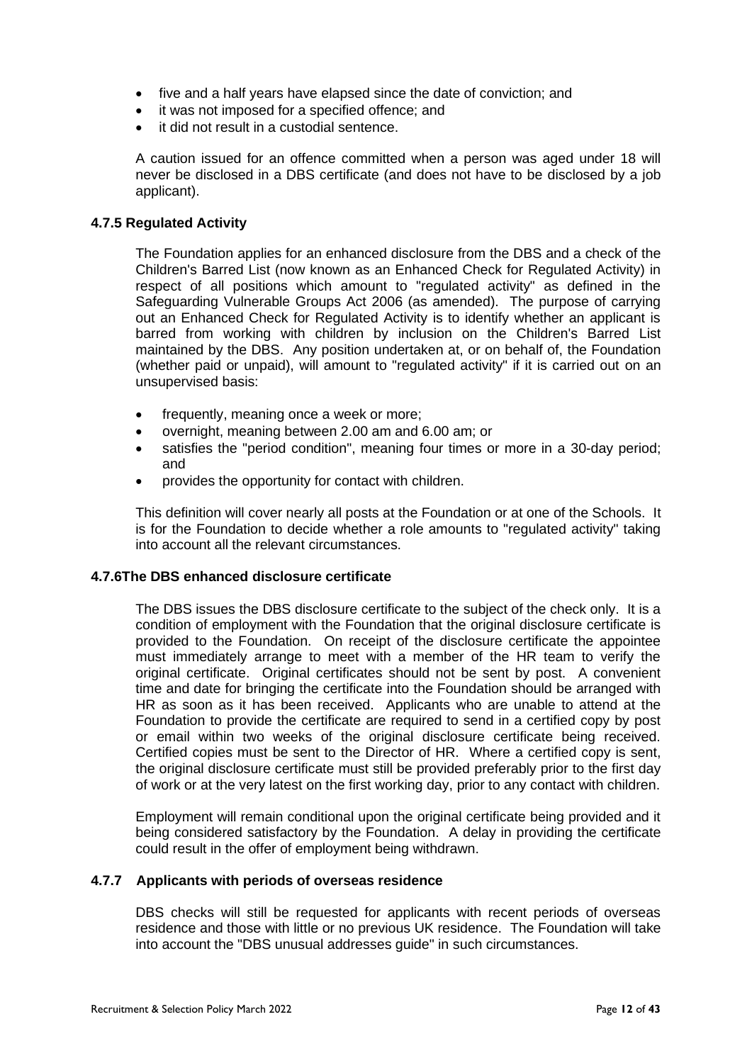- five and a half years have elapsed since the date of conviction; and
- it was not imposed for a specified offence; and
- it did not result in a custodial sentence.

A caution issued for an offence committed when a person was aged under 18 will never be disclosed in a DBS certificate (and does not have to be disclosed by a job applicant).

#### 4.7.5 Regulated Activity

The Foundation applies for an enhanced disclosure from the DBS and a check of the Children's Barred List (now known as an Enhanced Check for Regulated Activity) in respect of all positions which amount to "regulated activity" as defined in the Safeguarding Vulnerable Groups Act 2006 (as amended). The purpose of carrying out an Enhanced Check for Regulated Activity is to identify whether an applicant is barred from working with children by inclusion on the Children's Barred List maintained by the DBS. Any position undertaken at, or on behalf of, the Foundation (whether paid or unpaid), will amount to "regulated activity" if it is carried out on an unsupervised basis:

- frequently, meaning once a week or more;
- overnight, meaning between 2.00 am and 6.00 am; or
- satisfies the "period condition", meaning four times or more in a 30-day period; and
- provides the opportunity for contact with children.

This definition will cover nearly all posts at the Foundation or at one of the Schools. It is for the Foundation to decide whether a role amounts to "regulated activity" taking into account all the relevant circumstances.

#### 4.7.6The DBS enhanced disclosure certificate

The DBS issues the DBS disclosure certificate to the subject of the check only. It is a condition of employment with the Foundation that the original disclosure certificate is provided to the Foundation. On receipt of the disclosure certificate the appointee must immediately arrange to meet with a member of the HR team to verify the original certificate. Original certificates should not be sent by post. A convenient time and date for bringing the certificate into the Foundation should be arranged with HR as soon as it has been received. Applicants who are unable to attend at the Foundation to provide the certificate are required to send in a certified copy by post or email within two weeks of the original disclosure certificate being received. Certified copies must be sent to the Director of HR. Where a certified copy is sent, the original disclosure certificate must still be provided preferably prior to the first day of work or at the very latest on the first working day, prior to any contact with children.

Employment will remain conditional upon the original certificate being provided and it being considered satisfactory by the Foundation. A delay in providing the certificate could result in the offer of employment being withdrawn.

#### 4.7.7 Applicants with periods of overseas residence

DBS checks will still be requested for applicants with recent periods of overseas residence and those with little or no previous UK residence. The Foundation will take into account the "DBS unusual addresses guide" in such circumstances.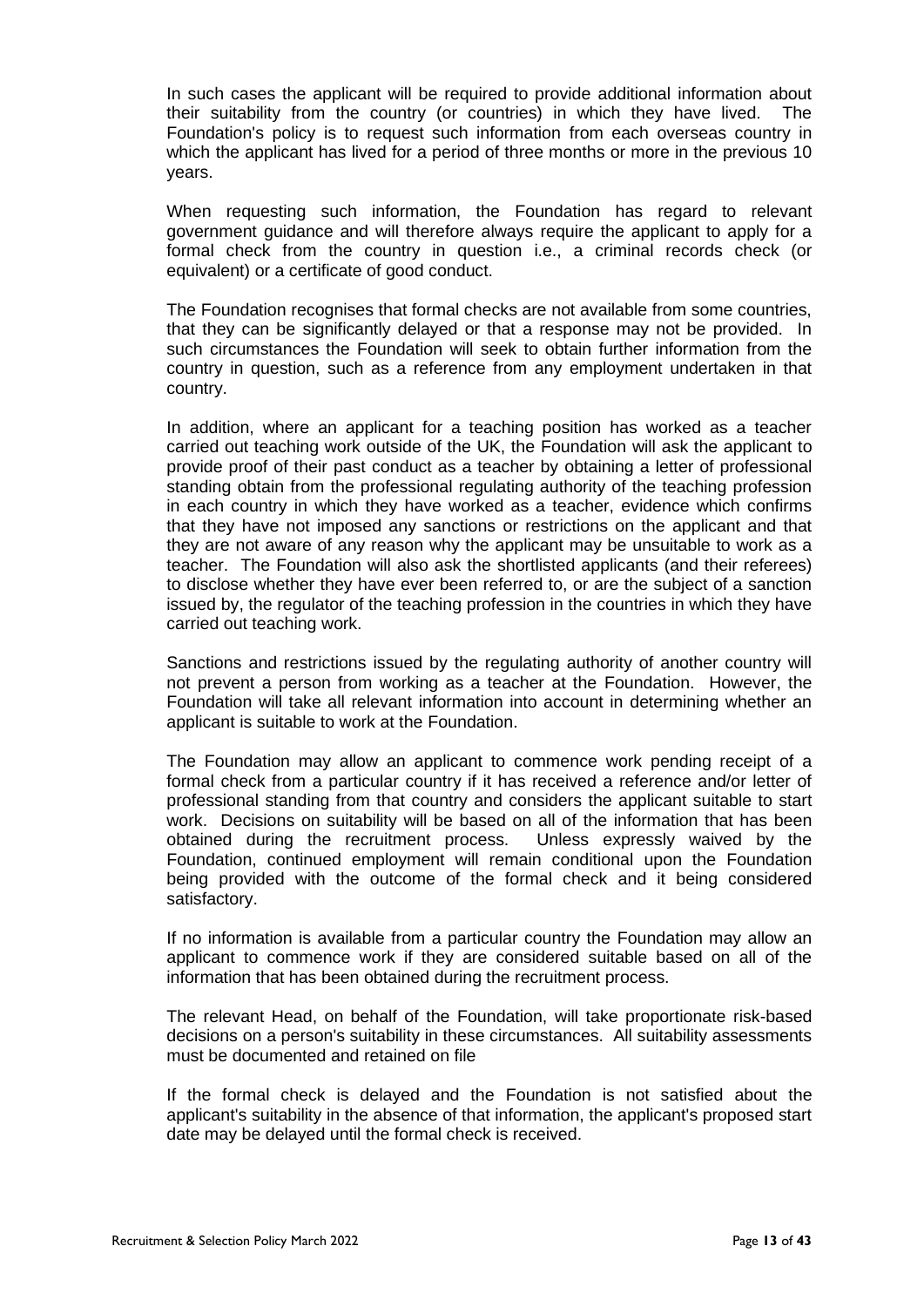In such cases the applicant will be required to provide additional information about their suitability from the country (or countries) in which they have lived. The Foundation's policy is to request such information from each overseas country in which the applicant has lived for a period of three months or more in the previous 10 years.

When requesting such information, the Foundation has regard to relevant government guidance and will therefore always require the applicant to apply for a formal check from the country in question i.e., a criminal records check (or equivalent) or a certificate of good conduct.

The Foundation recognises that formal checks are not available from some countries, that they can be significantly delayed or that a response may not be provided. In such circumstances the Foundation will seek to obtain further information from the country in question, such as a reference from any employment undertaken in that country.

In addition, where an applicant for a teaching position has worked as a teacher carried out teaching work outside of the UK, the Foundation will ask the applicant to provide proof of their past conduct as a teacher by obtaining a letter of professional standing obtain from the professional regulating authority of the teaching profession in each country in which they have worked as a teacher, evidence which confirms that they have not imposed any sanctions or restrictions on the applicant and that they are not aware of any reason why the applicant may be unsuitable to work as a teacher. The Foundation will also ask the shortlisted applicants (and their referees) to disclose whether they have ever been referred to, or are the subject of a sanction issued by, the regulator of the teaching profession in the countries in which they have carried out teaching work.

Sanctions and restrictions issued by the regulating authority of another country will not prevent a person from working as a teacher at the Foundation. However, the Foundation will take all relevant information into account in determining whether an applicant is suitable to work at the Foundation.

The Foundation may allow an applicant to commence work pending receipt of a formal check from a particular country if it has received a reference and/or letter of professional standing from that country and considers the applicant suitable to start work. Decisions on suitability will be based on all of the information that has been obtained during the recruitment process. Unless expressly waived by the Foundation, continued employment will remain conditional upon the Foundation being provided with the outcome of the formal check and it being considered satisfactory.

If no information is available from a particular country the Foundation may allow an applicant to commence work if they are considered suitable based on all of the information that has been obtained during the recruitment process.

The relevant Head, on behalf of the Foundation, will take proportionate risk-based decisions on a person's suitability in these circumstances. All suitability assessments must be documented and retained on file

If the formal check is delayed and the Foundation is not satisfied about the applicant's suitability in the absence of that information, the applicant's proposed start date may be delayed until the formal check is received.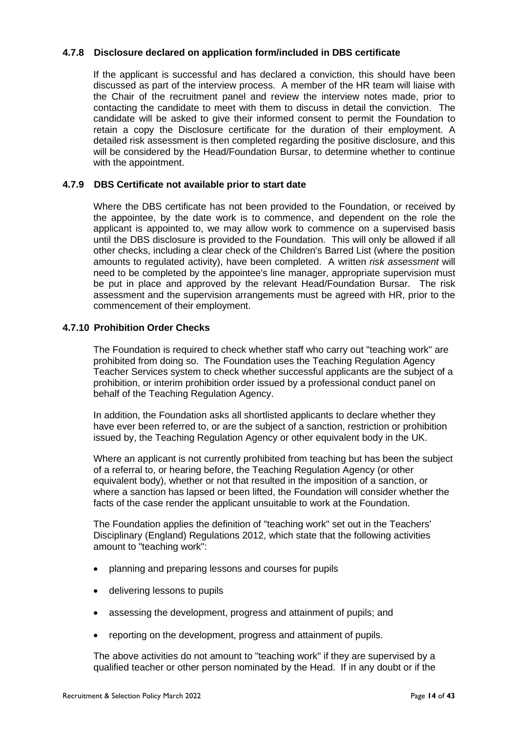#### 4.7.8 Disclosure declared on application form/included in DBS certificate

If the applicant is successful and has declared a conviction, this should have been discussed as part of the interview process. A member of the HR team will liaise with the Chair of the recruitment panel and review the interview notes made, prior to contacting the candidate to meet with them to discuss in detail the conviction. The candidate will be asked to give their informed consent to permit the Foundation to retain a copy the Disclosure certificate for the duration of their employment. A detailed risk assessment is then completed regarding the positive disclosure, and this will be considered by the Head/Foundation Bursar, to determine whether to continue with the appointment.

#### 4.7.9 DBS Certificate not available prior to start date

Where the DBS certificate has not been provided to the Foundation, or received by the appointee, by the date work is to commence, and dependent on the role the applicant is appointed to, we may allow work to commence on a supervised basis until the DBS disclosure is provided to the Foundation. This will only be allowed if all other checks, including a clear check of the Children's Barred List (where the position amounts to regulated activity), have been completed. A written *risk assessment* will need to be completed by the appointee's line manager, appropriate supervision must be put in place and approved by the relevant Head/Foundation Bursar. The risk assessment and the supervision arrangements must be agreed with HR, prior to the commencement of their employment.

#### 4.7.10 Prohibition Order Checks

The Foundation is required to check whether staff who carry out "teaching work" are prohibited from doing so. The Foundation uses the Teaching Regulation Agency Teacher Services system to check whether successful applicants are the subject of a prohibition, or interim prohibition order issued by a professional conduct panel on behalf of the Teaching Regulation Agency.

In addition, the Foundation asks all shortlisted applicants to declare whether they have ever been referred to, or are the subject of a sanction, restriction or prohibition issued by, the Teaching Regulation Agency or other equivalent body in the UK.

Where an applicant is not currently prohibited from teaching but has been the subject of a referral to, or hearing before, the Teaching Regulation Agency (or other equivalent body), whether or not that resulted in the imposition of a sanction, or where a sanction has lapsed or been lifted, the Foundation will consider whether the facts of the case render the applicant unsuitable to work at the Foundation.

The Foundation applies the definition of "teaching work" set out in the Teachers' Disciplinary (England) Regulations 2012, which state that the following activities amount to "teaching work":

- planning and preparing lessons and courses for pupils
- delivering lessons to pupils
- assessing the development, progress and attainment of pupils; and
- reporting on the development, progress and attainment of pupils.

The above activities do not amount to "teaching work" if they are supervised by a qualified teacher or other person nominated by the Head. If in any doubt or if the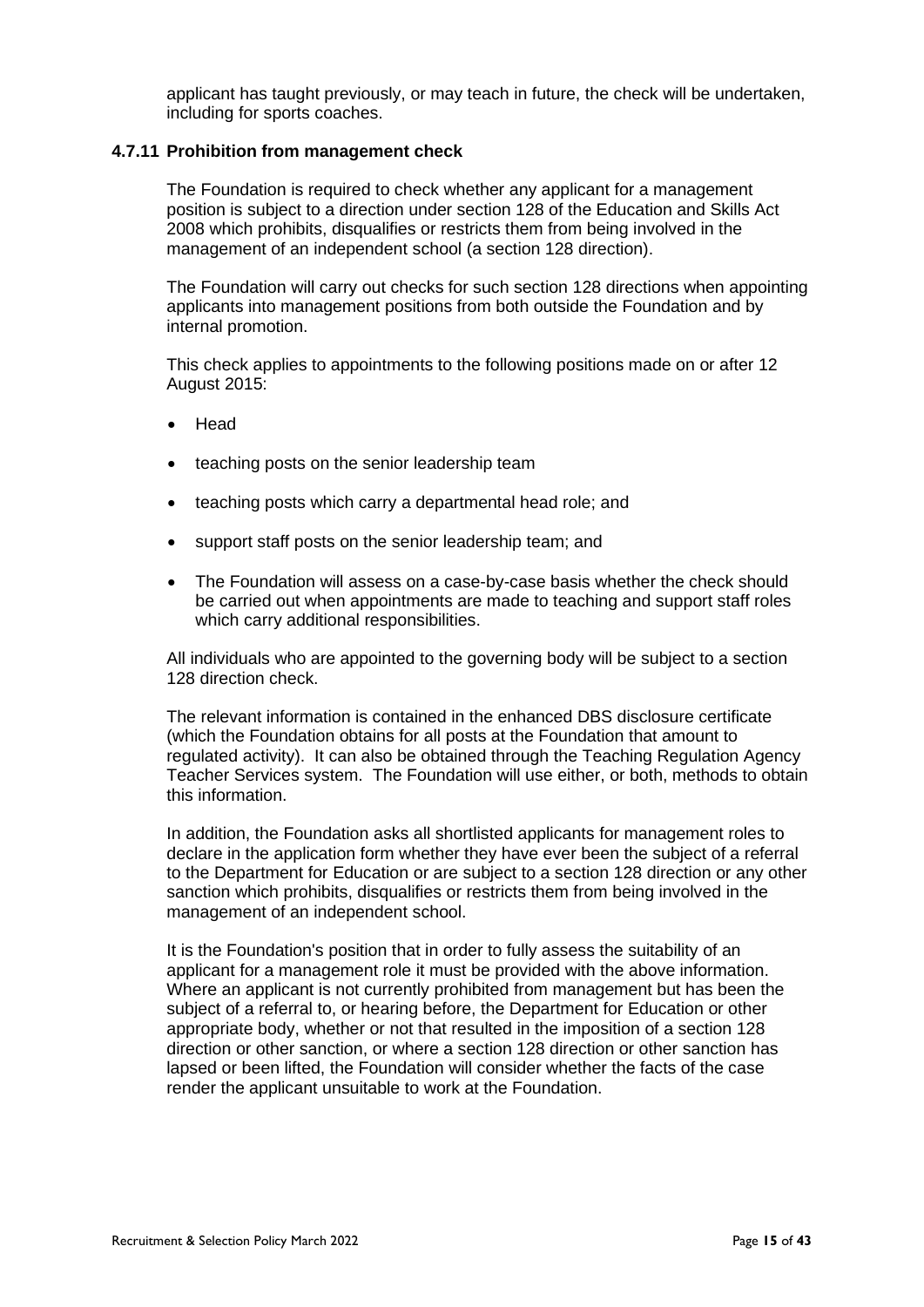applicant has taught previously, or may teach in future, the check will be undertaken, including for sports coaches.

#### 4.7.11 Prohibition from management check

The Foundation is required to check whether any applicant for a management position is subject to a direction under section 128 of the Education and Skills Act 2008 which prohibits, disqualifies or restricts them from being involved in the management of an independent school (a section 128 direction).

The Foundation will carry out checks for such section 128 directions when appointing applicants into management positions from both outside the Foundation and by internal promotion.

This check applies to appointments to the following positions made on or after 12 August 2015:

- Head
- teaching posts on the senior leadership team
- teaching posts which carry a departmental head role; and
- support staff posts on the senior leadership team; and
- The Foundation will assess on a case-by-case basis whether the check should be carried out when appointments are made to teaching and support staff roles which carry additional responsibilities.

All individuals who are appointed to the governing body will be subject to a section 128 direction check.

The relevant information is contained in the enhanced DBS disclosure certificate (which the Foundation obtains for all posts at the Foundation that amount to regulated activity). It can also be obtained through the Teaching Regulation Agency Teacher Services system. The Foundation will use either, or both, methods to obtain this information.

In addition, the Foundation asks all shortlisted applicants for management roles to declare in the application form whether they have ever been the subject of a referral to the Department for Education or are subject to a section 128 direction or any other sanction which prohibits, disqualifies or restricts them from being involved in the management of an independent school.

It is the Foundation's position that in order to fully assess the suitability of an applicant for a management role it must be provided with the above information. Where an applicant is not currently prohibited from management but has been the subject of a referral to, or hearing before, the Department for Education or other appropriate body, whether or not that resulted in the imposition of a section 128 direction or other sanction, or where a section 128 direction or other sanction has lapsed or been lifted, the Foundation will consider whether the facts of the case render the applicant unsuitable to work at the Foundation.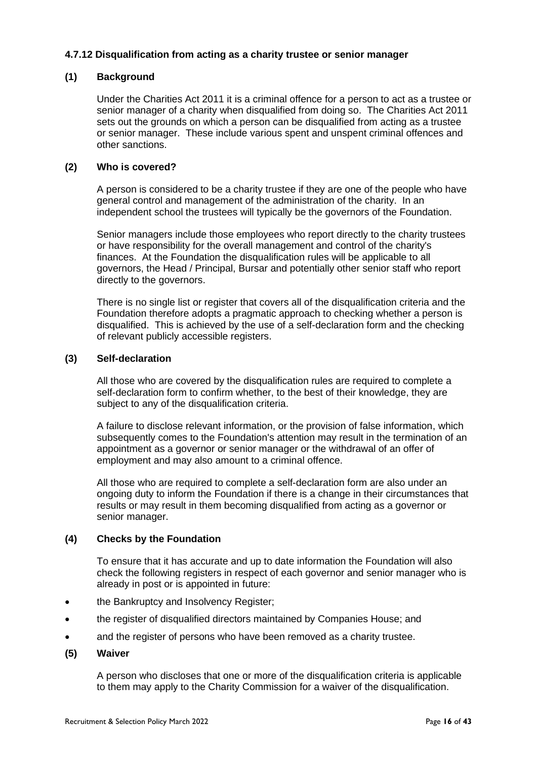#### 4.7.12 Disqualification from acting as a charity trustee or senior manager

**(1) Background**

Under the Charities Act 2011 it is a criminal offence for a person to act as a trustee or senior manager of a charity when disqualified from doing so. The Charities Act 2011 sets out the grounds on which a person can be disqualified from acting as a trustee or senior manager. These include various spent and unspent criminal offences and other sanctions.

**(2) Who is covered?**

A person is considered to be a charity trustee if they are one of the people who have general control and management of the administration of the charity. In an independent school the trustees will typically be the governors of the Foundation.

Senior managers include those employees who report directly to the charity trustees or have responsibility for the overall management and control of the charity's finances. At the Foundation the disqualification rules will be applicable to all governors, the Head / Principal, Bursar and potentially other senior staff who report directly to the governors.

There is no single list or register that covers all of the disqualification criteria and the Foundation therefore adopts a pragmatic approach to checking whether a person is disqualified. This is achieved by the use of a self-declaration form and the checking of relevant publicly accessible registers.

**(3) Self-declaration**

All those who are covered by the disqualification rules are required to complete a self-declaration form to confirm whether, to the best of their knowledge, they are subject to any of the disqualification criteria.

A failure to disclose relevant information, or the provision of false information, which subsequently comes to the Foundation's attention may result in the termination of an appointment as a governor or senior manager or the withdrawal of an offer of employment and may also amount to a criminal offence.

All those who are required to complete a self-declaration form are also under an ongoing duty to inform the Foundation if there is a change in their circumstances that results or may result in them becoming disqualified from acting as a governor or senior manager.

**(4) Checks by the Foundation**

To ensure that it has accurate and up to date information the Foundation will also check the following registers in respect of each governor and senior manager who is already in post or is appointed in future:

- the Bankruptcy and Insolvency Register;
- the register of disqualified directors maintained by Companies House; and
- and the register of persons who have been removed as a charity trustee.

**(5) Waiver**

A person who discloses that one or more of the disqualification criteria is applicable to them may apply to the Charity Commission for a waiver of the disqualification.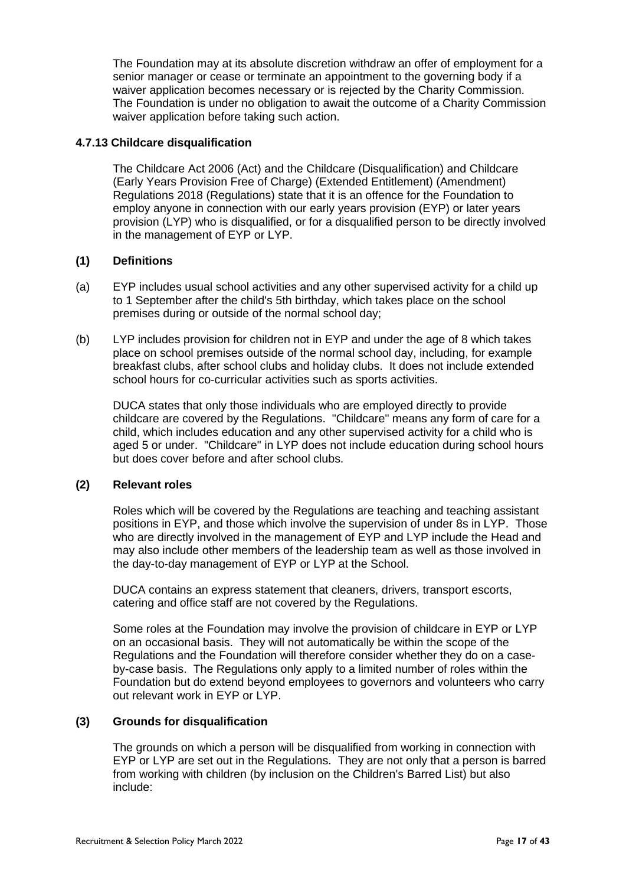The Foundation may at its absolute discretion withdraw an offer of employment for a senior manager or cease or terminate an appointment to the governing body if a waiver application becomes necessary or is rejected by the Charity Commission. The Foundation is under no obligation to await the outcome of a Charity Commission waiver application before taking such action.

### 4.7.13 Childcare disqualification

The Childcare Act 2006 (Act) and the Childcare (Disqualification) and Childcare (Early Years Provision Free of Charge) (Extended Entitlement) (Amendment) Regulations 2018 (Regulations) state that it is an offence for the Foundation to employ anyone in connection with our early years provision (EYP) or later years provision (LYP) who is disqualified, or for a disqualified person to be directly involved in the management of EYP or LYP.

#### (1) Definitions

(a) EYP includes usual school activities and any other supervised activity for a child up to 1 September after the child's 5th birthday, which takes place on the school premises during or outside of the normal school day;

(b) LYP includes provision for children not in EYP and under the age of 8 which takes place on school premises outside of the normal school day, including, for example breakfast clubs, after school clubs and holiday clubs. It does not include extended school hours for co-curricular activities such as sports activities.

DUCA states that only those individuals who are employed directly to provide childcare are covered by the Regulations. "Childcare" means any form of care for a child, which includes education and any other supervised activity for a child who is aged 5 or under. "Childcare" in LYP does not include education during school hours but does cover before and after school clubs.

#### (2) Relevant roles

Roles which will be covered by the Regulations are teaching and teaching assistant positions in EYP, and those which involve the supervision of under 8s in LYP. Those who are directly involved in the management of EYP and LYP include the Head and may also include other members of the leadership team as well as those involved in the day-to-day management of EYP or LYP at the School.

DUCA contains an express statement that cleaners, drivers, transport escorts, catering and office staff are not covered by the Regulations.

Some roles at the Foundation may involve the provision of childcare in EYP or LYP on an occasional basis. They will not automatically be within the scope of the Regulations and the Foundation will therefore consider whether they do on a case-by-case basis. The Regulations only apply to a limited number of roles within the Foundation but do extend beyond employees to governors and volunteers who carry out relevant work in EYP or LYP.

#### (3) Grounds for disqualification

The grounds on which a person will be disqualified from working in connection with EYP or LYP are set out in the Regulations. They are not only that a person is barred from working with children (by inclusion on the Children's Barred List) but also include: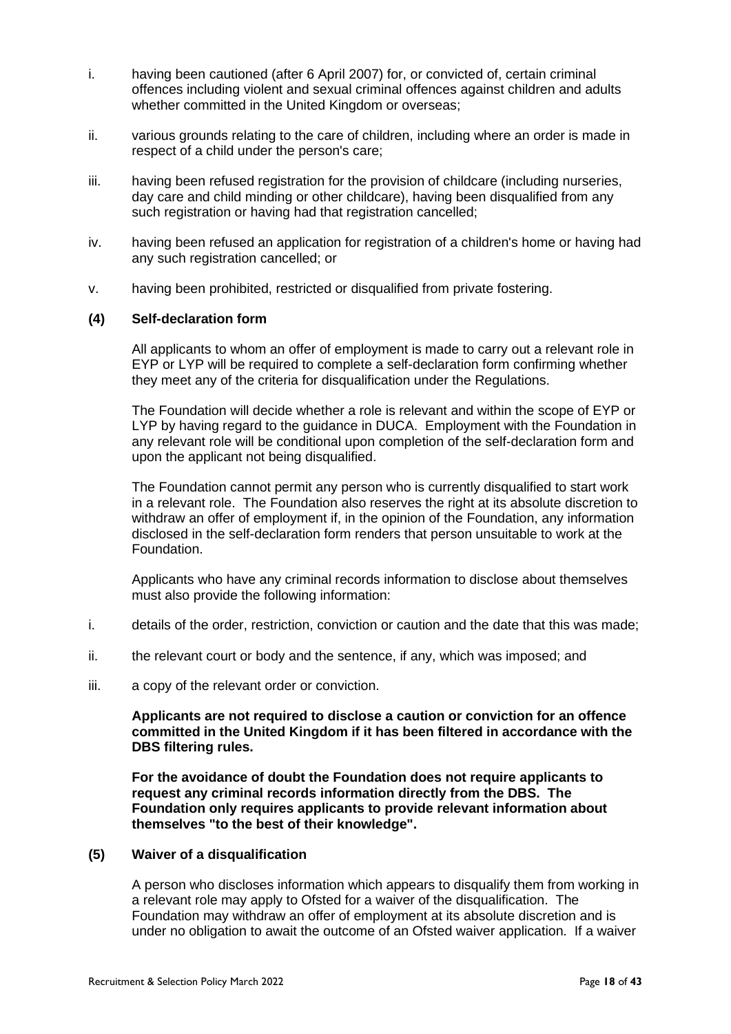i. having been cautioned (after 6 April 2007) for, or convicted of, certain criminal offences including violent and sexual criminal offences against children and adults whether committed in the United Kingdom or overseas;

ii. various grounds relating to the care of children, including where an order is made in respect of a child under the person's care;

iii. having been refused registration for the provision of childcare (including nurseries, day care and child minding or other childcare), having been disqualified from any such registration or having had that registration cancelled;

iv. having been refused an application for registration of a children's home or having had any such registration cancelled; or

v. having been prohibited, restricted or disqualified from private fostering.

### (4) Self-declaration form

All applicants to whom an offer of employment is made to carry out a relevant role in EYP or LYP will be required to complete a self-declaration form confirming whether they meet any of the criteria for disqualification under the Regulations.

The Foundation will decide whether a role is relevant and within the scope of EYP or LYP by having regard to the guidance in DUCA. Employment with the Foundation in any relevant role will be conditional upon completion of the self-declaration form and upon the applicant not being disqualified.

The Foundation cannot permit any person who is currently disqualified to start work in a relevant role. The Foundation also reserves the right at its absolute discretion to withdraw an offer of employment if, in the opinion of the Foundation, any information disclosed in the self-declaration form renders that person unsuitable to work at the Foundation.

Applicants who have any criminal records information to disclose about themselves must also provide the following information:

i. details of the order, restriction, conviction or caution and the date that this was made;

ii. the relevant court or body and the sentence, if any, which was imposed; and

iii. a copy of the relevant order or conviction.

**Applicants are not required to disclose a caution or conviction for an offence committed in the United Kingdom if it has been filtered in accordance with the DBS filtering rules.**

**For the avoidance of doubt the Foundation does not require applicants to request any criminal records information directly from the DBS. The Foundation only requires applicants to provide relevant information about themselves "to the best of their knowledge".**

### (5) Waiver of a disqualification

A person who discloses information which appears to disqualify them from working in a relevant role may apply to Ofsted for a waiver of the disqualification. The Foundation may withdraw an offer of employment at its absolute discretion and is under no obligation to await the outcome of an Ofsted waiver application. If a waiver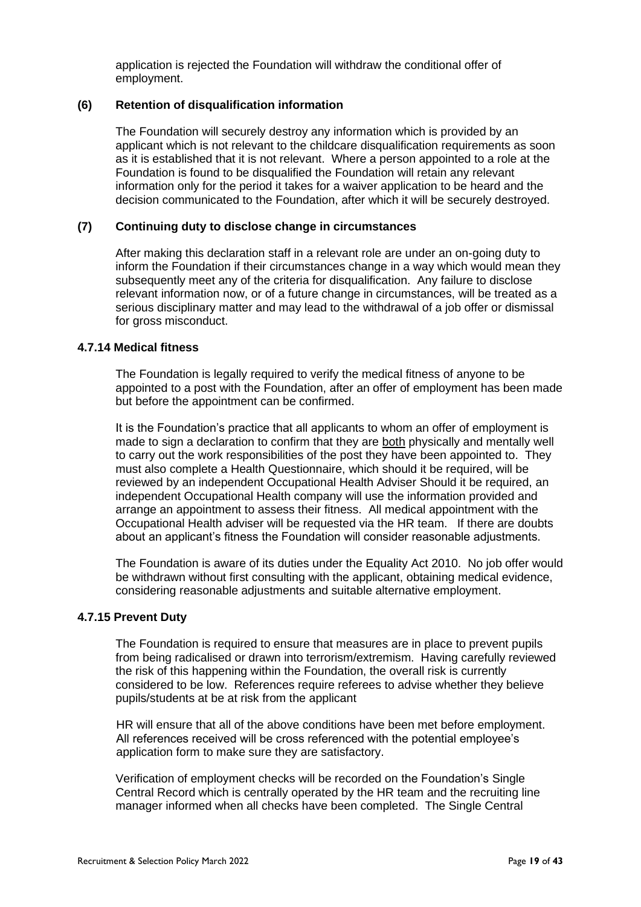application is rejected the Foundation will withdraw the conditional offer of employment.

**(6) Retention of disqualification information**

The Foundation will securely destroy any information which is provided by an applicant which is not relevant to the childcare disqualification requirements as soon as it is established that it is not relevant. Where a person appointed to a role at the Foundation is found to be disqualified the Foundation will retain any relevant information only for the period it takes for a waiver application to be heard and the decision communicated to the Foundation, after which it will be securely destroyed.

**(7) Continuing duty to disclose change in circumstances**

After making this declaration staff in a relevant role are under an on-going duty to inform the Foundation if their circumstances change in a way which would mean they subsequently meet any of the criteria for disqualification. Any failure to disclose relevant information now, or of a future change in circumstances, will be treated as a serious disciplinary matter and may lead to the withdrawal of a job offer or dismissal for gross misconduct.

#### 4.7.14 Medical fitness

The Foundation is legally required to verify the medical fitness of anyone to be appointed to a post with the Foundation, after an offer of employment has been made but before the appointment can be confirmed.

It is the Foundation's practice that all applicants to whom an offer of employment is made to sign a declaration to confirm that they are both physically and mentally well to carry out the work responsibilities of the post they have been appointed to. They must also complete a Health Questionnaire, which should it be required, will be reviewed by an independent Occupational Health Adviser Should it be required, an independent Occupational Health company will use the information provided and arrange an appointment to assess their fitness. All medical appointment with the Occupational Health adviser will be requested via the HR team. If there are doubts about an applicant's fitness the Foundation will consider reasonable adjustments.

The Foundation is aware of its duties under the Equality Act 2010. No job offer would be withdrawn without first consulting with the applicant, obtaining medical evidence, considering reasonable adjustments and suitable alternative employment.

#### 4.7.15 Prevent Duty

The Foundation is required to ensure that measures are in place to prevent pupils from being radicalised or drawn into terrorism/extremism. Having carefully reviewed the risk of this happening within the Foundation, the overall risk is currently considered to be low. References require referees to advise whether they believe pupils/students at be at risk from the applicant

HR will ensure that all of the above conditions have been met before employment. All references received will be cross referenced with the potential employee's application form to make sure they are satisfactory.

Verification of employment checks will be recorded on the Foundation's Single Central Record which is centrally operated by the HR team and the recruiting line manager informed when all checks have been completed. The Single Central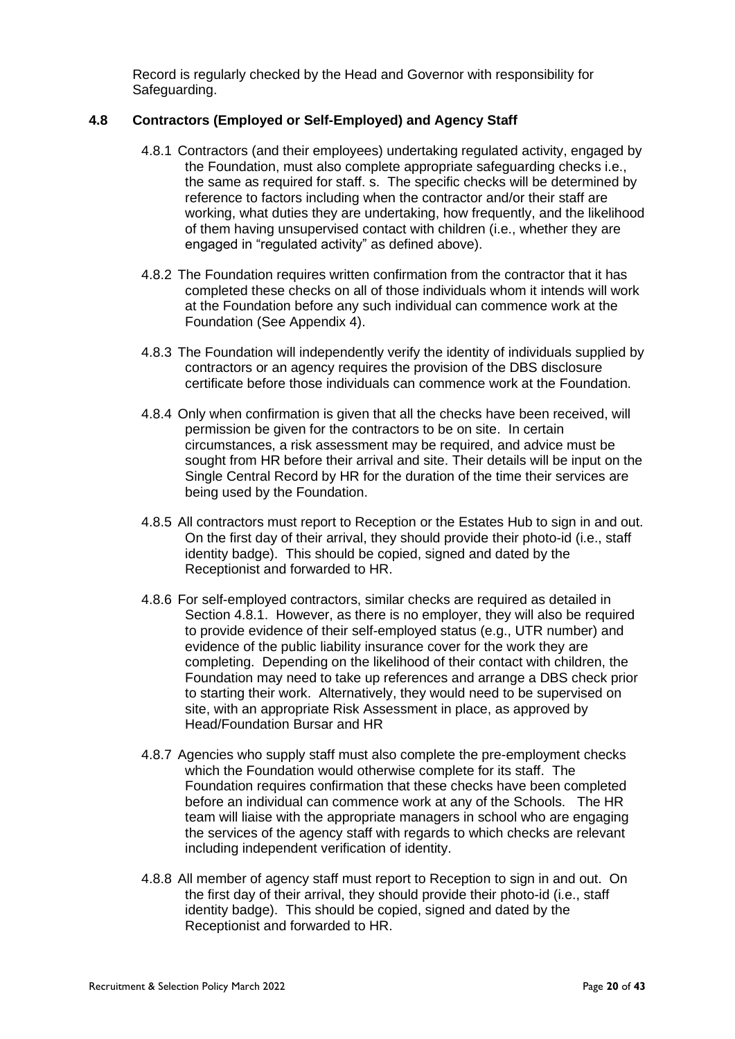Record is regularly checked by the Head and Governor with responsibility for Safeguarding.

### 4.8 Contractors (Employed or Self-Employed) and Agency Staff

4.8.1 Contractors (and their employees) undertaking regulated activity, engaged by the Foundation, must also complete appropriate safeguarding checks i.e., the same as required for staff. s. The specific checks will be determined by reference to factors including when the contractor and/or their staff are working, what duties they are undertaking, how frequently, and the likelihood of them having unsupervised contact with children (i.e., whether they are engaged in "regulated activity" as defined above).

4.8.2 The Foundation requires written confirmation from the contractor that it has completed these checks on all of those individuals whom it intends will work at the Foundation before any such individual can commence work at the Foundation (See Appendix 4).

4.8.3 The Foundation will independently verify the identity of individuals supplied by contractors or an agency requires the provision of the DBS disclosure certificate before those individuals can commence work at the Foundation.

4.8.4 Only when confirmation is given that all the checks have been received, will permission be given for the contractors to be on site. In certain circumstances, a risk assessment may be required, and advice must be sought from HR before their arrival and site. Their details will be input on the Single Central Record by HR for the duration of the time their services are being used by the Foundation.

4.8.5 All contractors must report to Reception or the Estates Hub to sign in and out. On the first day of their arrival, they should provide their photo-id (i.e., staff identity badge). This should be copied, signed and dated by the Receptionist and forwarded to HR.

4.8.6 For self-employed contractors, similar checks are required as detailed in Section 4.8.1. However, as there is no employer, they will also be required to provide evidence of their self-employed status (e.g., UTR number) and evidence of the public liability insurance cover for the work they are completing. Depending on the likelihood of their contact with children, the Foundation may need to take up references and arrange a DBS check prior to starting their work. Alternatively, they would need to be supervised on site, with an appropriate Risk Assessment in place, as approved by Head/Foundation Bursar and HR

4.8.7 Agencies who supply staff must also complete the pre-employment checks which the Foundation would otherwise complete for its staff. The Foundation requires confirmation that these checks have been completed before an individual can commence work at any of the Schools. The HR team will liaise with the appropriate managers in school who are engaging the services of the agency staff with regards to which checks are relevant including independent verification of identity.

4.8.8 All member of agency staff must report to Reception to sign in and out. On the first day of their arrival, they should provide their photo-id (i.e., staff identity badge). This should be copied, signed and dated by the Receptionist and forwarded to HR.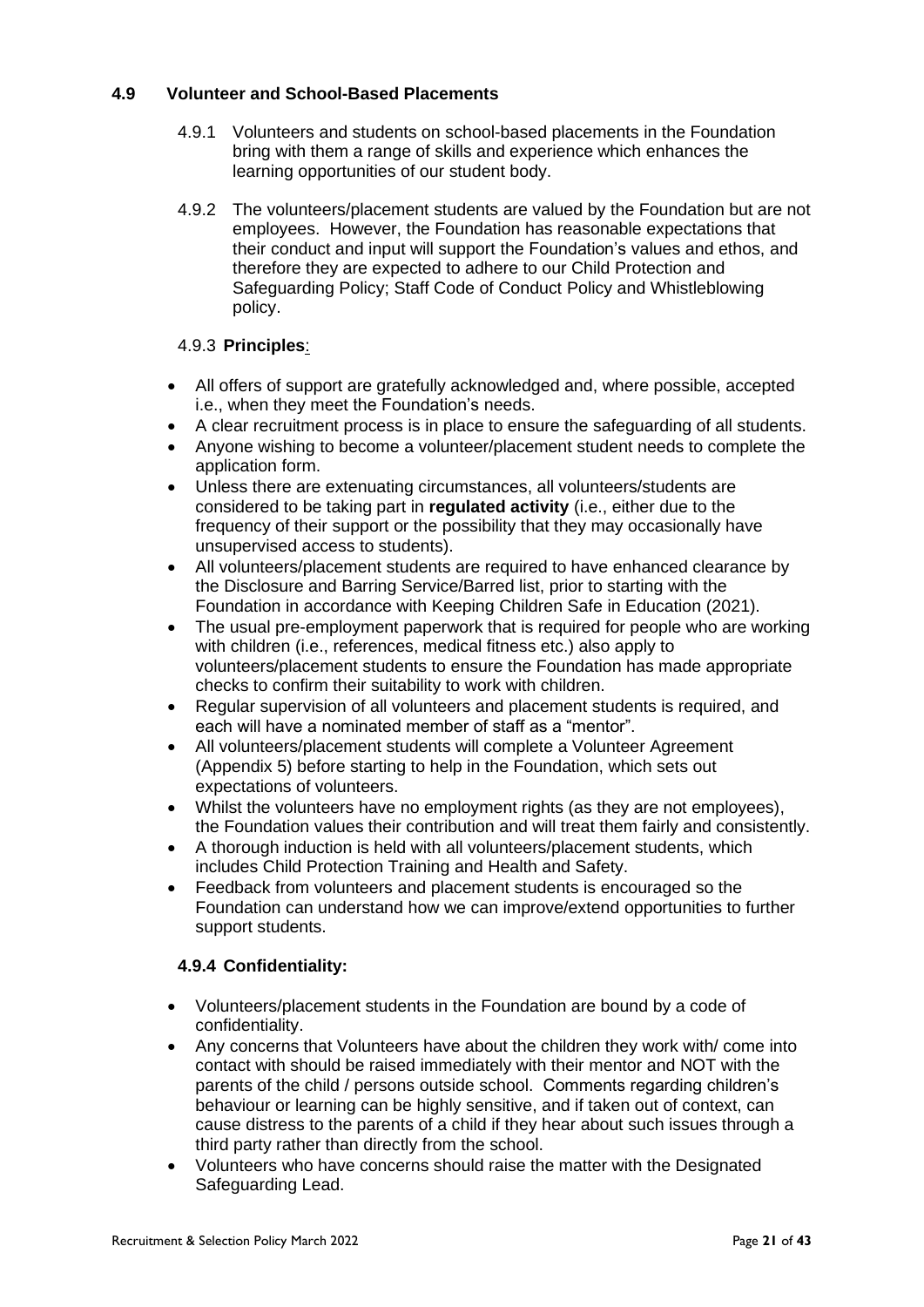### 4.9 Volunteer and School-Based Placements

4.9.1 Volunteers and students on school-based placements in the Foundation bring with them a range of skills and experience which enhances the learning opportunities of our student body.

4.9.2 The volunteers/placement students are valued by the Foundation but are not employees. However, the Foundation has reasonable expectations that their conduct and input will support the Foundation's values and ethos, and therefore they are expected to adhere to our Child Protection and Safeguarding Policy; Staff Code of Conduct Policy and Whistleblowing policy.

4.9.3 **Principles**:

- All offers of support are gratefully acknowledged and, where possible, accepted i.e., when they meet the Foundation's needs.
- A clear recruitment process is in place to ensure the safeguarding of all students.
- Anyone wishing to become a volunteer/placement student needs to complete the application form.
- Unless there are extenuating circumstances, all volunteers/students are considered to be taking part in **regulated activity** (i.e., either due to the frequency of their support or the possibility that they may occasionally have unsupervised access to students).
- All volunteers/placement students are required to have enhanced clearance by the Disclosure and Barring Service/Barred list, prior to starting with the Foundation in accordance with Keeping Children Safe in Education (2021).
- The usual pre-employment paperwork that is required for people who are working with children (i.e., references, medical fitness etc.) also apply to volunteers/placement students to ensure the Foundation has made appropriate checks to confirm their suitability to work with children.
- Regular supervision of all volunteers and placement students is required, and each will have a nominated member of staff as a "mentor".
- All volunteers/placement students will complete a Volunteer Agreement (Appendix 5) before starting to help in the Foundation, which sets out expectations of volunteers.
- Whilst the volunteers have no employment rights (as they are not employees), the Foundation values their contribution and will treat them fairly and consistently.
- A thorough induction is held with all volunteers/placement students, which includes Child Protection Training and Health and Safety.
- Feedback from volunteers and placement students is encouraged so the Foundation can understand how we can improve/extend opportunities to further support students.

**4.9.4 Confidentiality:**

- Volunteers/placement students in the Foundation are bound by a code of confidentiality.
- Any concerns that Volunteers have about the children they work with/ come into contact with should be raised immediately with their mentor and NOT with the parents of the child / persons outside school. Comments regarding children's behaviour or learning can be highly sensitive, and if taken out of context, can cause distress to the parents of a child if they hear about such issues through a third party rather than directly from the school.
- Volunteers who have concerns should raise the matter with the Designated Safeguarding Lead.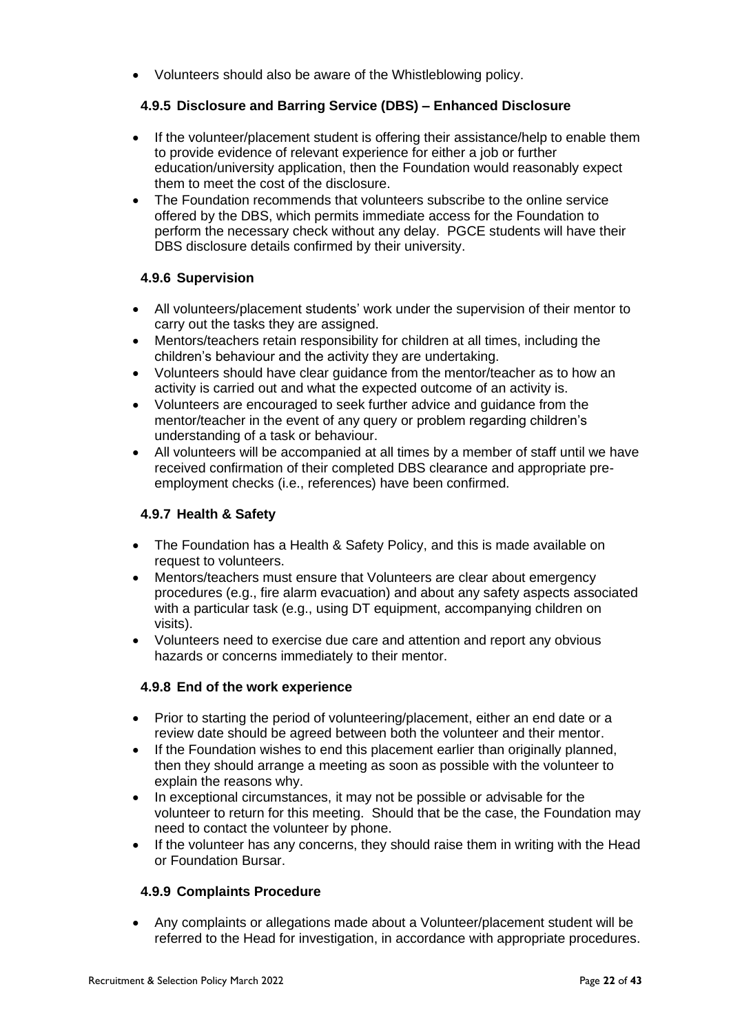- Volunteers should also be aware of the Whistleblowing policy.

### 4.9.5 Disclosure and Barring Service (DBS) – Enhanced Disclosure

- If the volunteer/placement student is offering their assistance/help to enable them to provide evidence of relevant experience for either a job or further education/university application, then the Foundation would reasonably expect them to meet the cost of the disclosure.
- The Foundation recommends that volunteers subscribe to the online service offered by the DBS, which permits immediate access for the Foundation to perform the necessary check without any delay. PGCE students will have their DBS disclosure details confirmed by their university.

### 4.9.6 Supervision

- All volunteers/placement students' work under the supervision of their mentor to carry out the tasks they are assigned.
- Mentors/teachers retain responsibility for children at all times, including the children's behaviour and the activity they are undertaking.
- Volunteers should have clear guidance from the mentor/teacher as to how an activity is carried out and what the expected outcome of an activity is.
- Volunteers are encouraged to seek further advice and guidance from the mentor/teacher in the event of any query or problem regarding children's understanding of a task or behaviour.
- All volunteers will be accompanied at all times by a member of staff until we have received confirmation of their completed DBS clearance and appropriate pre-employment checks (i.e., references) have been confirmed.

### 4.9.7 Health & Safety

- The Foundation has a Health & Safety Policy, and this is made available on request to volunteers.
- Mentors/teachers must ensure that Volunteers are clear about emergency procedures (e.g., fire alarm evacuation) and about any safety aspects associated with a particular task (e.g., using DT equipment, accompanying children on visits).
- Volunteers need to exercise due care and attention and report any obvious hazards or concerns immediately to their mentor.

### 4.9.8 End of the work experience

- Prior to starting the period of volunteering/placement, either an end date or a review date should be agreed between both the volunteer and their mentor.
- If the Foundation wishes to end this placement earlier than originally planned, then they should arrange a meeting as soon as possible with the volunteer to explain the reasons why.
- In exceptional circumstances, it may not be possible or advisable for the volunteer to return for this meeting. Should that be the case, the Foundation may need to contact the volunteer by phone.
- If the volunteer has any concerns, they should raise them in writing with the Head or Foundation Bursar.

### 4.9.9 Complaints Procedure

- Any complaints or allegations made about a Volunteer/placement student will be referred to the Head for investigation, in accordance with appropriate procedures.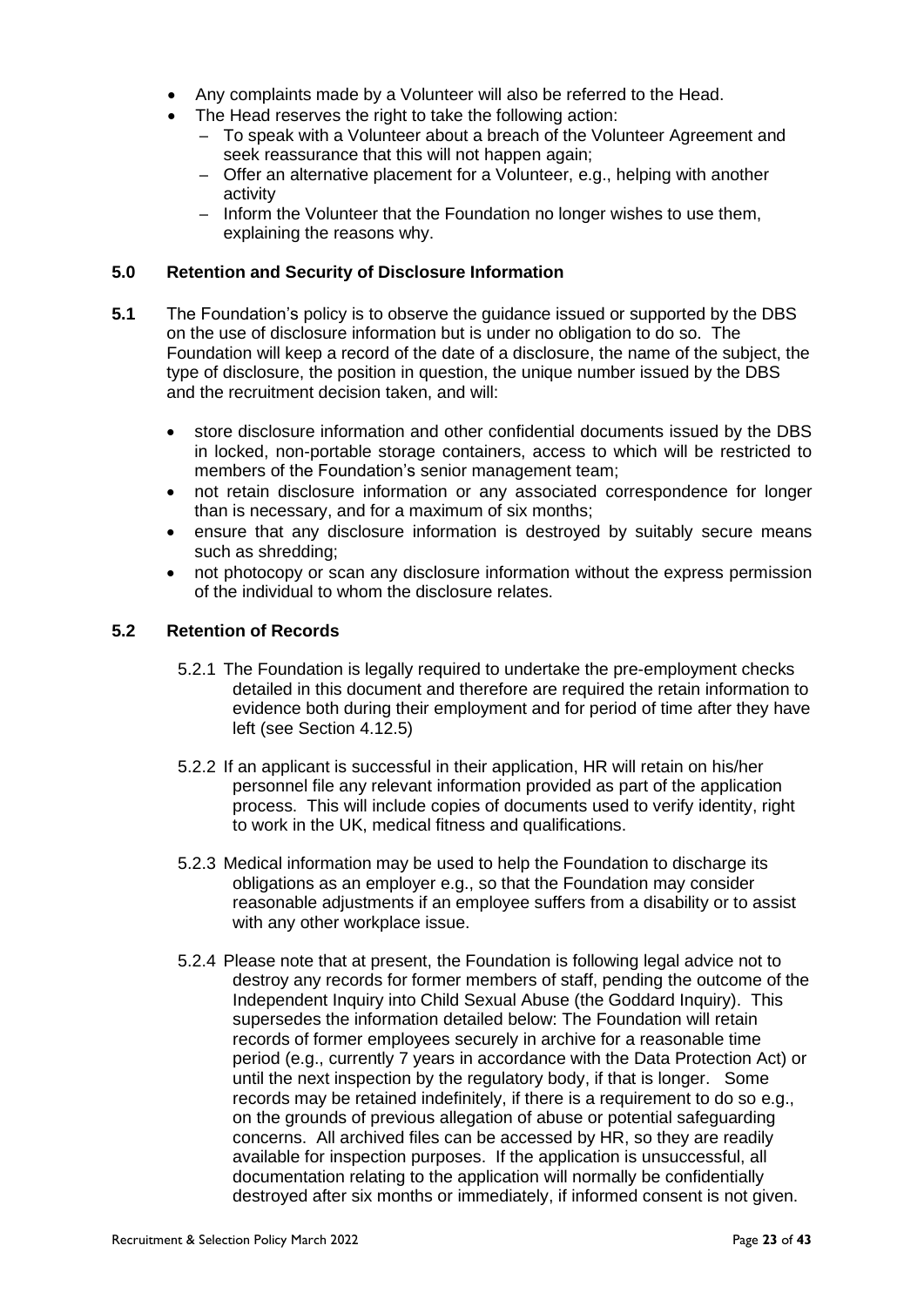- Any complaints made by a Volunteer will also be referred to the Head.
- The Head reserves the right to take the following action:
  - To speak with a Volunteer about a breach of the Volunteer Agreement and seek reassurance that this will not happen again;
  - Offer an alternative placement for a Volunteer, e.g., helping with another activity
  - Inform the Volunteer that the Foundation no longer wishes to use them, explaining the reasons why.

## 5.0 Retention and Security of Disclosure Information

**5.1** The Foundation's policy is to observe the guidance issued or supported by the DBS on the use of disclosure information but is under no obligation to do so. The Foundation will keep a record of the date of a disclosure, the name of the subject, the type of disclosure, the position in question, the unique number issued by the DBS and the recruitment decision taken, and will:

- store disclosure information and other confidential documents issued by the DBS in locked, non-portable storage containers, access to which will be restricted to members of the Foundation's senior management team;
- not retain disclosure information or any associated correspondence for longer than is necessary, and for a maximum of six months;
- ensure that any disclosure information is destroyed by suitably secure means such as shredding;
- not photocopy or scan any disclosure information without the express permission of the individual to whom the disclosure relates.

### 5.2 Retention of Records

5.2.1 The Foundation is legally required to undertake the pre-employment checks detailed in this document and therefore are required the retain information to evidence both during their employment and for period of time after they have left (see Section 4.12.5)

5.2.2 If an applicant is successful in their application, HR will retain on his/her personnel file any relevant information provided as part of the application process. This will include copies of documents used to verify identity, right to work in the UK, medical fitness and qualifications.

5.2.3 Medical information may be used to help the Foundation to discharge its obligations as an employer e.g., so that the Foundation may consider reasonable adjustments if an employee suffers from a disability or to assist with any other workplace issue.

5.2.4 Please note that at present, the Foundation is following legal advice not to destroy any records for former members of staff, pending the outcome of the Independent Inquiry into Child Sexual Abuse (the Goddard Inquiry). This supersedes the information detailed below: The Foundation will retain records of former employees securely in archive for a reasonable time period (e.g., currently 7 years in accordance with the Data Protection Act) or until the next inspection by the regulatory body, if that is longer. Some records may be retained indefinitely, if there is a requirement to do so e.g., on the grounds of previous allegation of abuse or potential safeguarding concerns. All archived files can be accessed by HR, so they are readily available for inspection purposes. If the application is unsuccessful, all documentation relating to the application will normally be confidentially destroyed after six months or immediately, if informed consent is not given.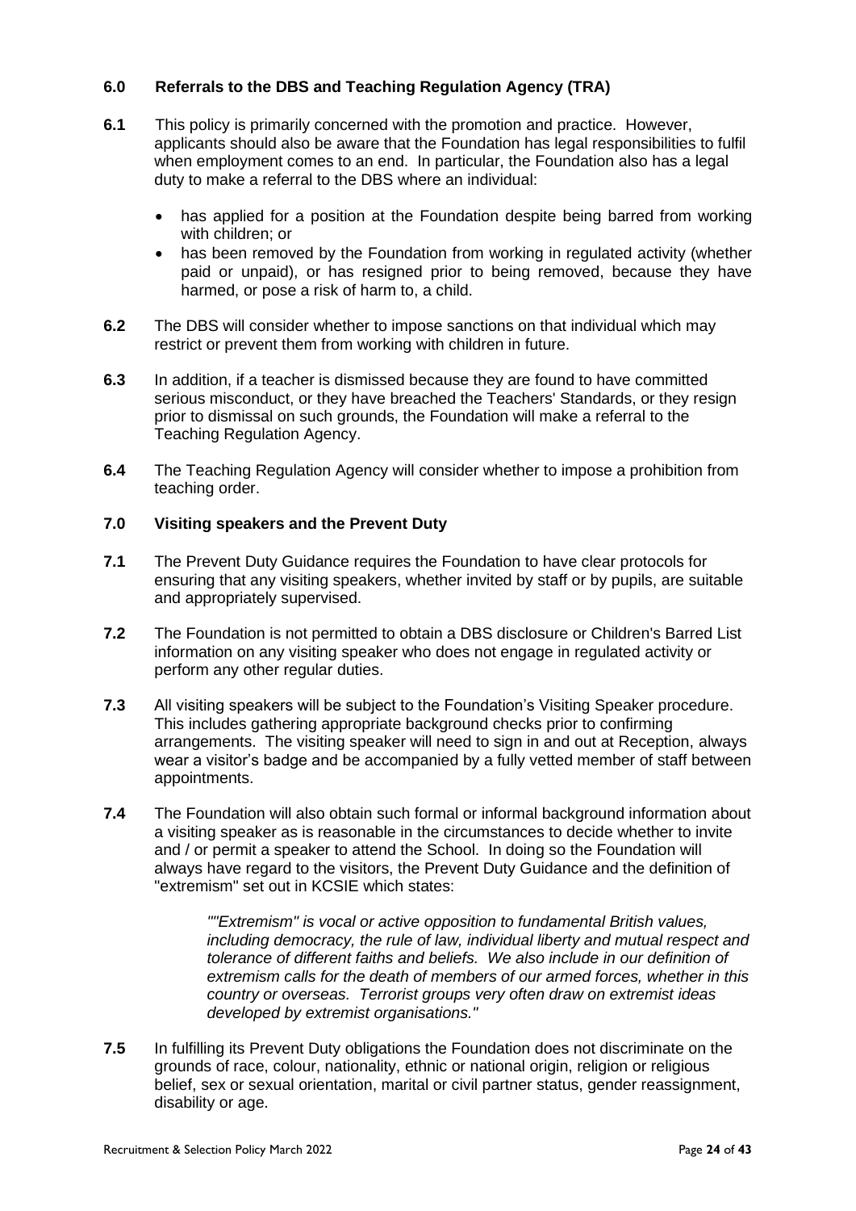## 6.0 Referrals to the DBS and Teaching Regulation Agency (TRA)

**6.1** This policy is primarily concerned with the promotion and practice. However, applicants should also be aware that the Foundation has legal responsibilities to fulfil when employment comes to an end. In particular, the Foundation also has a legal duty to make a referral to the DBS where an individual:

- has applied for a position at the Foundation despite being barred from working with children; or
- has been removed by the Foundation from working in regulated activity (whether paid or unpaid), or has resigned prior to being removed, because they have harmed, or pose a risk of harm to, a child.

**6.2** The DBS will consider whether to impose sanctions on that individual which may restrict or prevent them from working with children in future.

**6.3** In addition, if a teacher is dismissed because they are found to have committed serious misconduct, or they have breached the Teachers' Standards, or they resign prior to dismissal on such grounds, the Foundation will make a referral to the Teaching Regulation Agency.

**6.4** The Teaching Regulation Agency will consider whether to impose a prohibition from teaching order.

## 7.0 Visiting speakers and the Prevent Duty

**7.1** The Prevent Duty Guidance requires the Foundation to have clear protocols for ensuring that any visiting speakers, whether invited by staff or by pupils, are suitable and appropriately supervised.

**7.2** The Foundation is not permitted to obtain a DBS disclosure or Children's Barred List information on any visiting speaker who does not engage in regulated activity or perform any other regular duties.

**7.3** All visiting speakers will be subject to the Foundation's Visiting Speaker procedure. This includes gathering appropriate background checks prior to confirming arrangements. The visiting speaker will need to sign in and out at Reception, always wear a visitor's badge and be accompanied by a fully vetted member of staff between appointments.

**7.4** The Foundation will also obtain such formal or informal background information about a visiting speaker as is reasonable in the circumstances to decide whether to invite and / or permit a speaker to attend the School. In doing so the Foundation will always have regard to the visitors, the Prevent Duty Guidance and the definition of "extremism" set out in KCSIE which states:

> *""Extremism" is vocal or active opposition to fundamental British values, including democracy, the rule of law, individual liberty and mutual respect and tolerance of different faiths and beliefs. We also include in our definition of extremism calls for the death of members of our armed forces, whether in this country or overseas. Terrorist groups very often draw on extremist ideas developed by extremist organisations."*

**7.5** In fulfilling its Prevent Duty obligations the Foundation does not discriminate on the grounds of race, colour, nationality, ethnic or national origin, religion or religious belief, sex or sexual orientation, marital or civil partner status, gender reassignment, disability or age.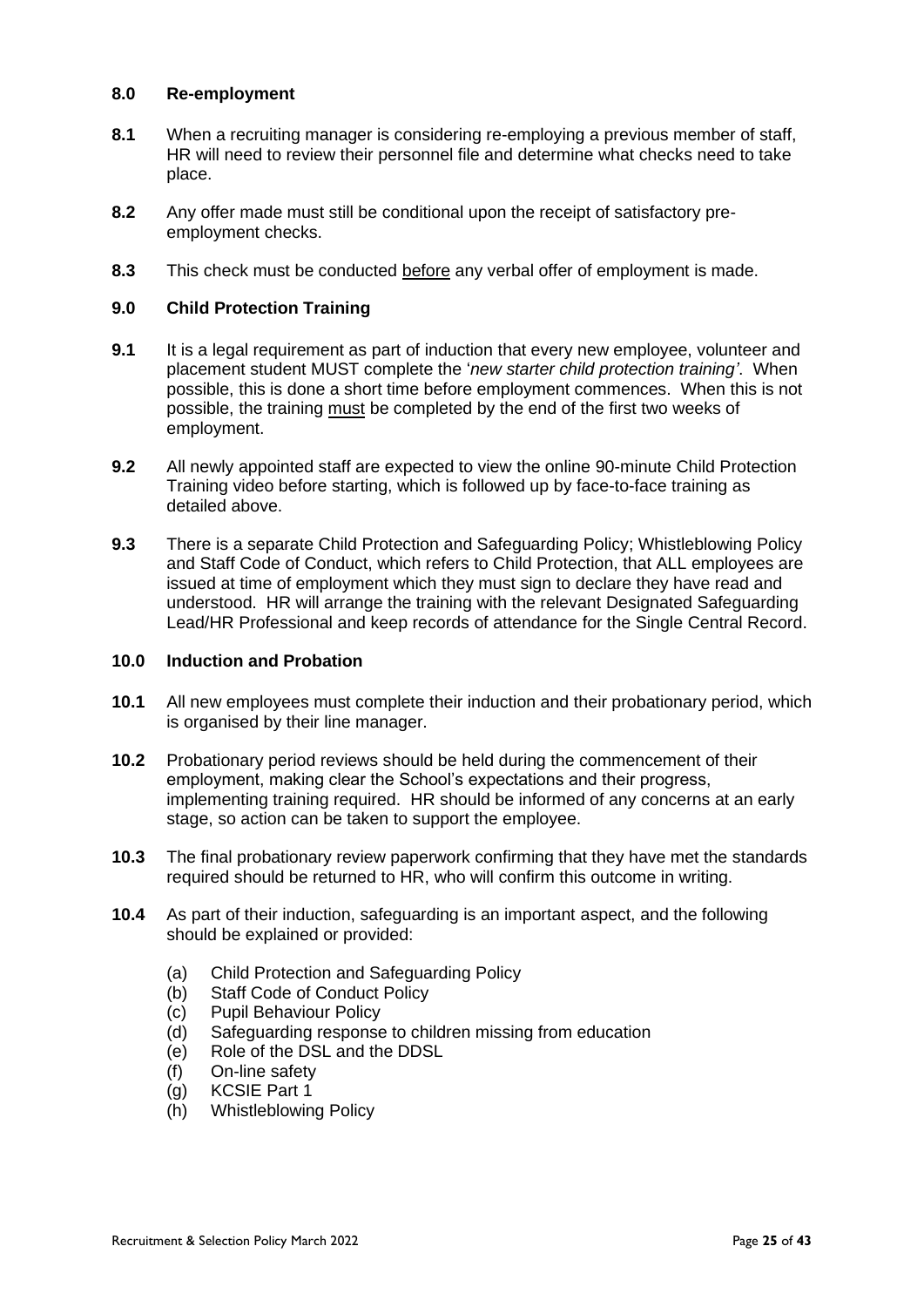## 8.0 Re-employment

**8.1** When a recruiting manager is considering re-employing a previous member of staff, HR will need to review their personnel file and determine what checks need to take place.

**8.2** Any offer made must still be conditional upon the receipt of satisfactory pre-employment checks.

**8.3** This check must be conducted <u>before</u> any verbal offer of employment is made.

## 9.0 Child Protection Training

**9.1** It is a legal requirement as part of induction that every new employee, volunteer and placement student MUST complete the '*new starter child protection training'*. When possible, this is done a short time before employment commences. When this is not possible, the training <u>must</u> be completed by the end of the first two weeks of employment.

**9.2** All newly appointed staff are expected to view the online 90-minute Child Protection Training video before starting, which is followed up by face-to-face training as detailed above.

**9.3** There is a separate Child Protection and Safeguarding Policy; Whistleblowing Policy and Staff Code of Conduct, which refers to Child Protection, that ALL employees are issued at time of employment which they must sign to declare they have read and understood. HR will arrange the training with the relevant Designated Safeguarding Lead/HR Professional and keep records of attendance for the Single Central Record.

## 10.0 Induction and Probation

**10.1** All new employees must complete their induction and their probationary period, which is organised by their line manager.

**10.2** Probationary period reviews should be held during the commencement of their employment, making clear the School's expectations and their progress, implementing training required. HR should be informed of any concerns at an early stage, so action can be taken to support the employee.

**10.3** The final probationary review paperwork confirming that they have met the standards required should be returned to HR, who will confirm this outcome in writing.

**10.4** As part of their induction, safeguarding is an important aspect, and the following should be explained or provided:

- (a) Child Protection and Safeguarding Policy
- (b) Staff Code of Conduct Policy
- (c) Pupil Behaviour Policy
- (d) Safeguarding response to children missing from education
- (e) Role of the DSL and the DDSL
- (f) On-line safety
- (g) KCSIE Part 1
- (h) Whistleblowing Policy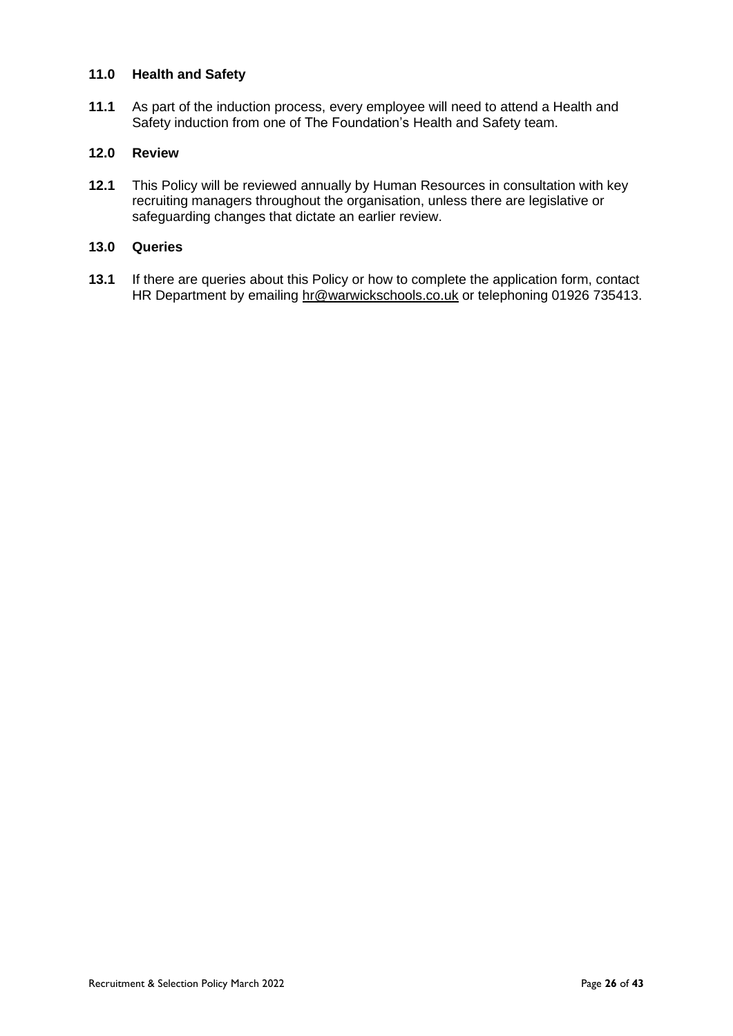## 11.0 Health and Safety

**11.1** As part of the induction process, every employee will need to attend a Health and Safety induction from one of The Foundation's Health and Safety team.

## 12.0 Review

**12.1** This Policy will be reviewed annually by Human Resources in consultation with key recruiting managers throughout the organisation, unless there are legislative or safeguarding changes that dictate an earlier review.

## 13.0 Queries

**13.1** If there are queries about this Policy or how to complete the application form, contact HR Department by emailing hr@warwickschools.co.uk or telephoning 01926 735413.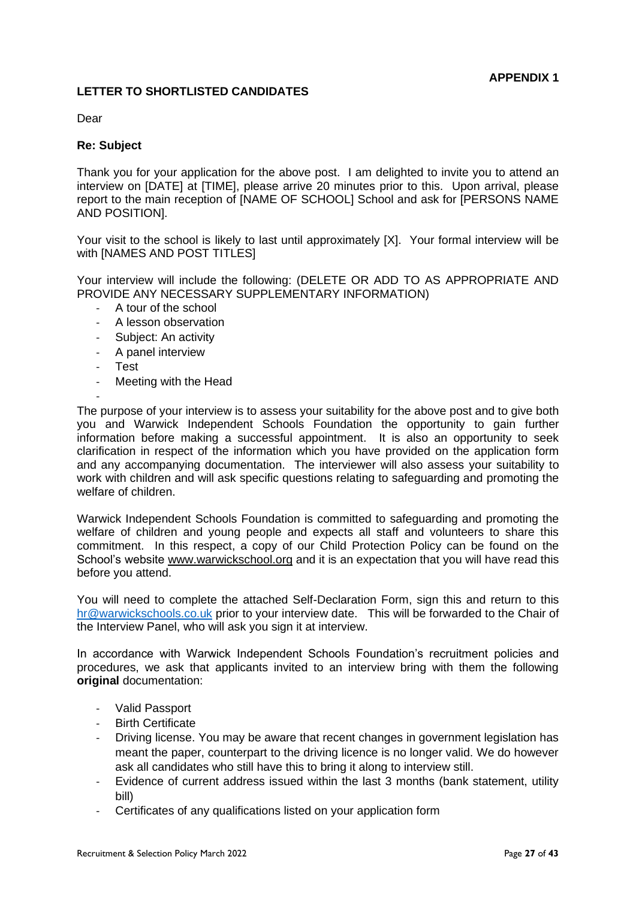**APPENDIX 1**

**LETTER TO SHORTLISTED CANDIDATES**

Dear

**Re: Subject**

Thank you for your application for the above post. I am delighted to invite you to attend an interview on [DATE] at [TIME], please arrive 20 minutes prior to this. Upon arrival, please report to the main reception of [NAME OF SCHOOL] School and ask for [PERSONS NAME AND POSITION].

Your visit to the school is likely to last until approximately [X]. Your formal interview will be with [NAMES AND POST TITLES]

Your interview will include the following: (DELETE OR ADD TO AS APPROPRIATE AND PROVIDE ANY NECESSARY SUPPLEMENTARY INFORMATION)

- A tour of the school
- A lesson observation
- Subject: An activity
- A panel interview
- Test
- Meeting with the Head
-

The purpose of your interview is to assess your suitability for the above post and to give both you and Warwick Independent Schools Foundation the opportunity to gain further information before making a successful appointment. It is also an opportunity to seek clarification in respect of the information which you have provided on the application form and any accompanying documentation. The interviewer will also assess your suitability to work with children and will ask specific questions relating to safeguarding and promoting the welfare of children.

Warwick Independent Schools Foundation is committed to safeguarding and promoting the welfare of children and young people and expects all staff and volunteers to share this commitment. In this respect, a copy of our Child Protection Policy can be found on the School's website www.warwickschool.org and it is an expectation that you will have read this before you attend.

You will need to complete the attached Self-Declaration Form, sign this and return to this hr@warwickschools.co.uk prior to your interview date. This will be forwarded to the Chair of the Interview Panel, who will ask you sign it at interview.

In accordance with Warwick Independent Schools Foundation's recruitment policies and procedures, we ask that applicants invited to an interview bring with them the following **original** documentation:

- Valid Passport
- Birth Certificate
- Driving license. You may be aware that recent changes in government legislation has meant the paper, counterpart to the driving licence is no longer valid. We do however ask all candidates who still have this to bring it along to interview still.
- Evidence of current address issued within the last 3 months (bank statement, utility bill)
- Certificates of any qualifications listed on your application form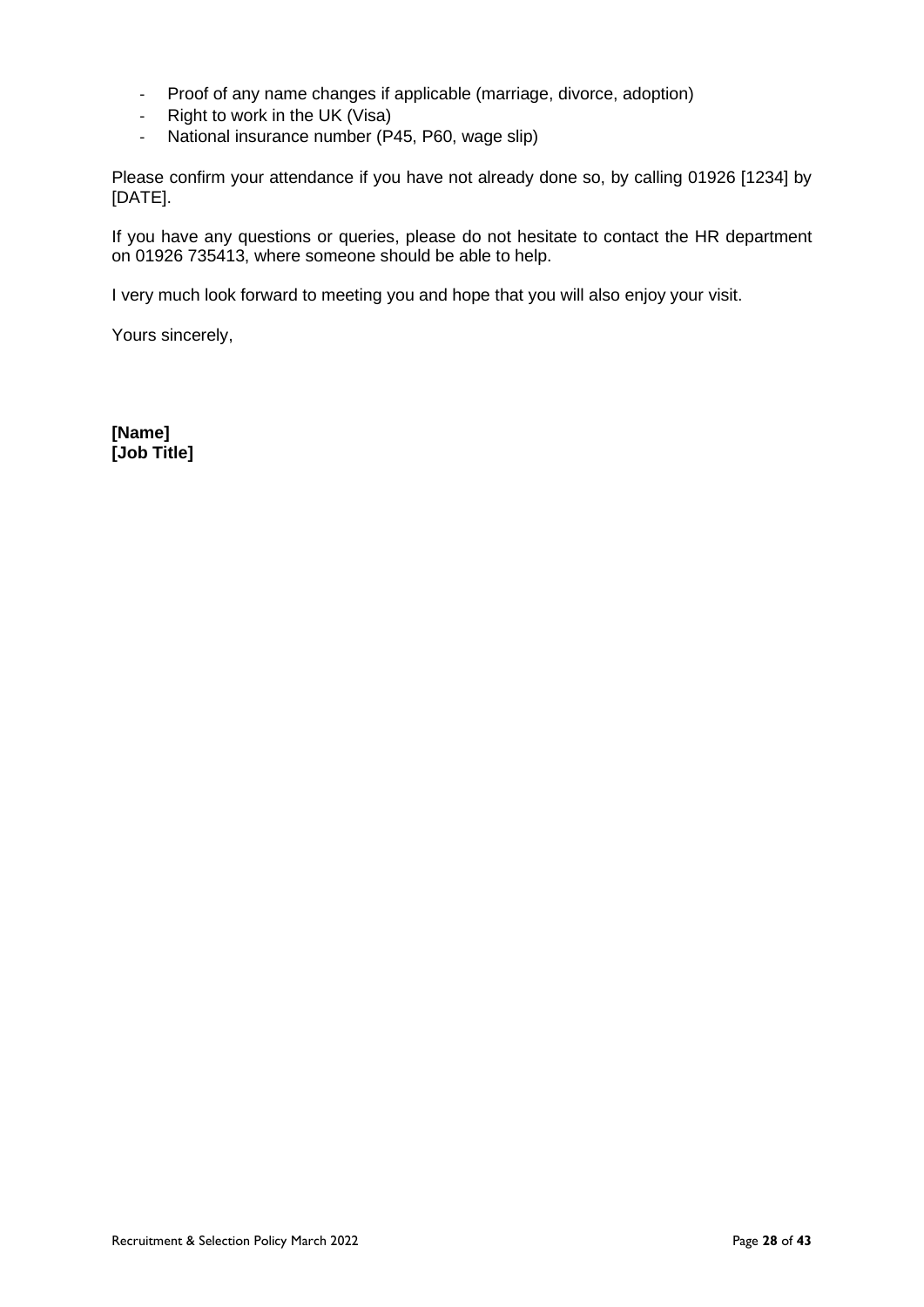- Proof of any name changes if applicable (marriage, divorce, adoption)
- Right to work in the UK (Visa)
- National insurance number (P45, P60, wage slip)

Please confirm your attendance if you have not already done so, by calling 01926 [1234] by [DATE].

If you have any questions or queries, please do not hesitate to contact the HR department on 01926 735413, where someone should be able to help.

I very much look forward to meeting you and hope that you will also enjoy your visit.

Yours sincerely,

**[Name]**
**[Job Title]**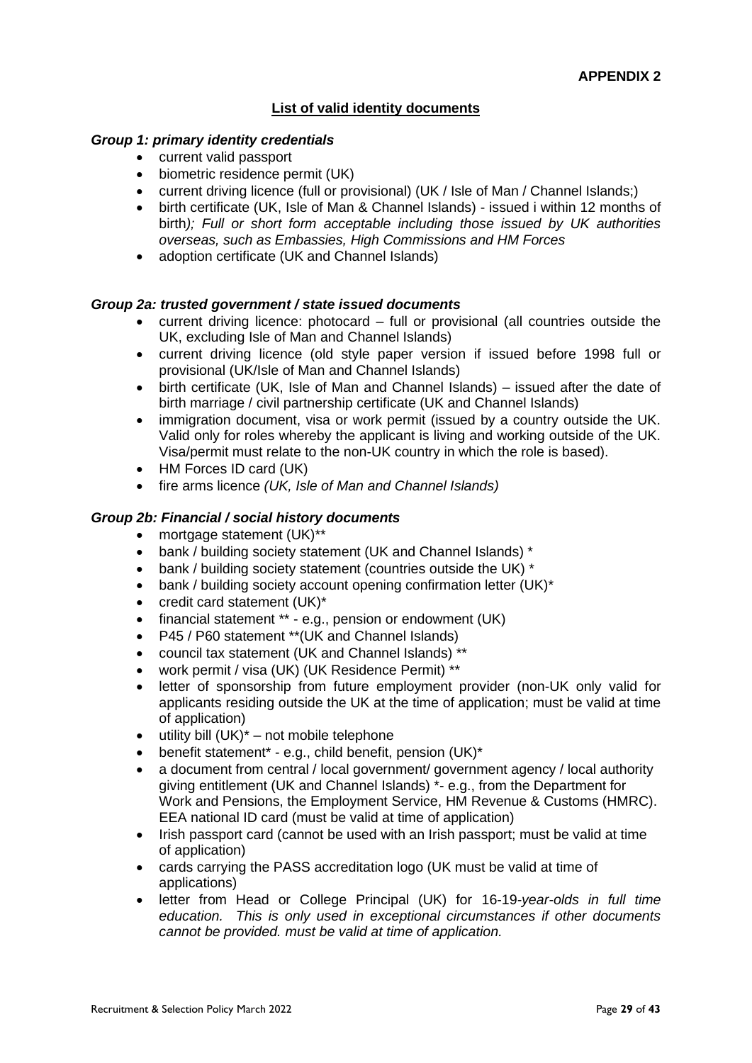**APPENDIX 2**

## List of valid identity documents

***Group 1: primary identity credentials***

- current valid passport
- biometric residence permit (UK)
- current driving licence (full or provisional) (UK / Isle of Man / Channel Islands;)
- birth certificate (UK, Isle of Man & Channel Islands) - issued i within 12 months of birth*); Full or short form acceptable including those issued by UK authorities overseas, such as Embassies, High Commissions and HM Forces*
- adoption certificate (UK and Channel Islands)

***Group 2a: trusted government / state issued documents***

- current driving licence: photocard – full or provisional (all countries outside the UK, excluding Isle of Man and Channel Islands)
- current driving licence (old style paper version if issued before 1998 full or provisional (UK/Isle of Man and Channel Islands)
- birth certificate (UK, Isle of Man and Channel Islands) – issued after the date of birth marriage / civil partnership certificate (UK and Channel Islands)
- immigration document, visa or work permit (issued by a country outside the UK. Valid only for roles whereby the applicant is living and working outside of the UK. Visa/permit must relate to the non-UK country in which the role is based).
- HM Forces ID card (UK)
- fire arms licence *(UK, Isle of Man and Channel Islands)*

***Group 2b: Financial / social history documents***

- mortgage statement (UK)**
- bank / building society statement (UK and Channel Islands) *
- bank / building society statement (countries outside the UK) *
- bank / building society account opening confirmation letter (UK)*
- credit card statement (UK)*
- financial statement ** - e.g., pension or endowment (UK)
- P45 / P60 statement **(UK and Channel Islands)
- council tax statement (UK and Channel Islands) **
- work permit / visa (UK) (UK Residence Permit) **
- letter of sponsorship from future employment provider (non-UK only valid for applicants residing outside the UK at the time of application; must be valid at time of application)
- utility bill (UK)* – not mobile telephone
- benefit statement* - e.g., child benefit, pension (UK)*
- a document from central / local government/ government agency / local authority giving entitlement (UK and Channel Islands) *- e.g., from the Department for Work and Pensions, the Employment Service, HM Revenue & Customs (HMRC). EEA national ID card (must be valid at time of application)
- Irish passport card (cannot be used with an Irish passport; must be valid at time of application)
- cards carrying the PASS accreditation logo (UK must be valid at time of applications)
- letter from Head or College Principal (UK) for 16-19-*year-olds in full time education. This is only used in exceptional circumstances if other documents cannot be provided. must be valid at time of application.*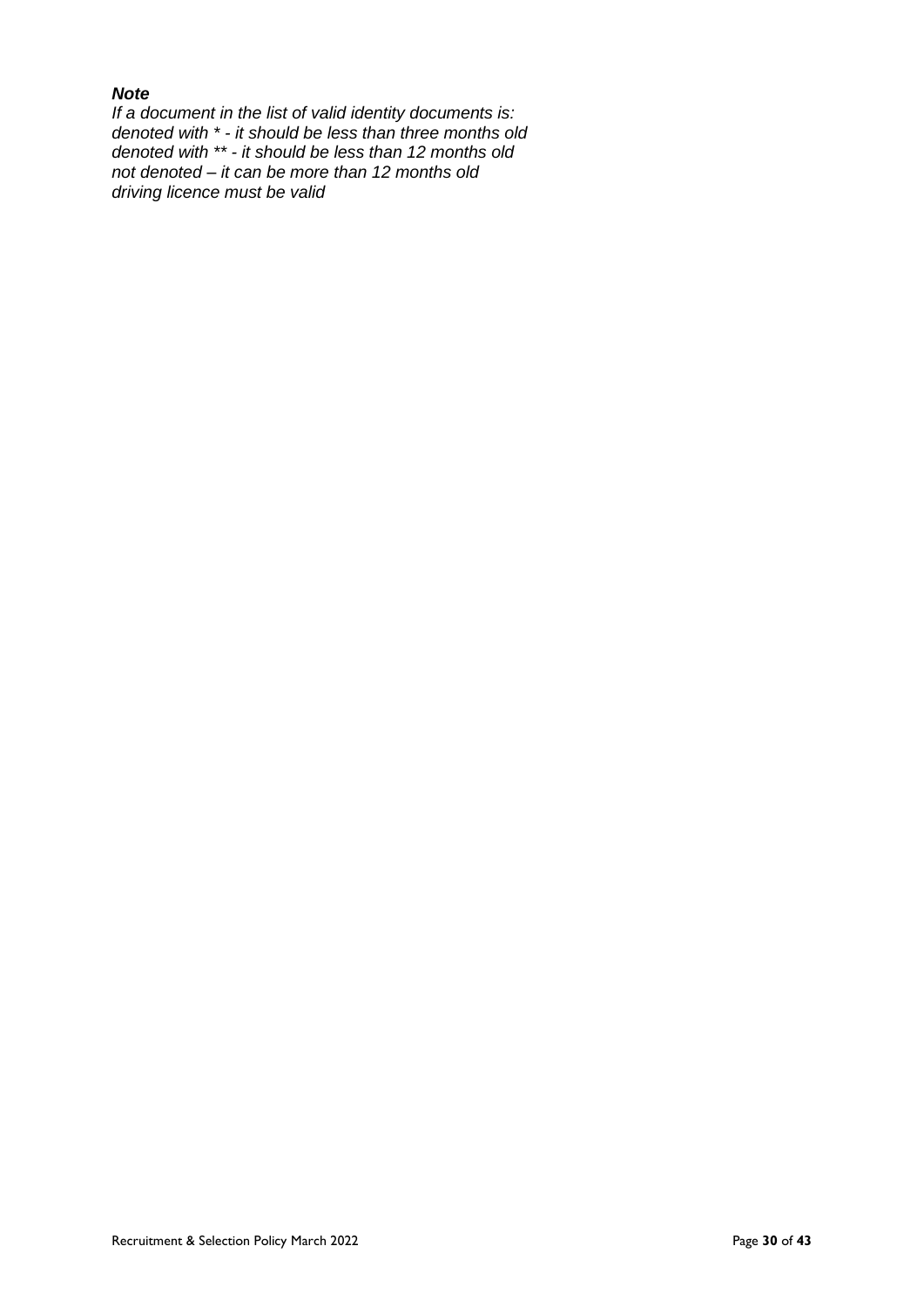***Note***

*If a document in the list of valid identity documents is:*
*denoted with * - it should be less than three months old*
*denoted with ** - it should be less than 12 months old*
*not denoted – it can be more than 12 months old*
*driving licence must be valid*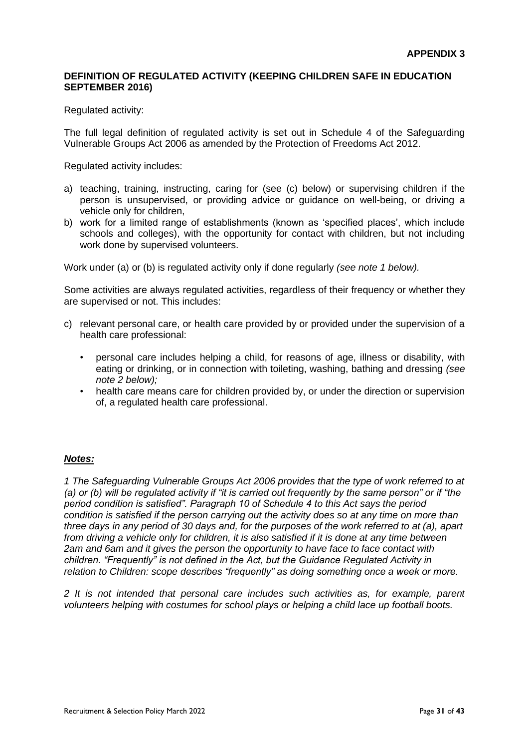**APPENDIX 3**

## DEFINITION OF REGULATED ACTIVITY (KEEPING CHILDREN SAFE IN EDUCATION SEPTEMBER 2016)

Regulated activity:

The full legal definition of regulated activity is set out in Schedule 4 of the Safeguarding Vulnerable Groups Act 2006 as amended by the Protection of Freedoms Act 2012.

Regulated activity includes:

a) teaching, training, instructing, caring for (see (c) below) or supervising children if the person is unsupervised, or providing advice or guidance on well-being, or driving a vehicle only for children,
b) work for a limited range of establishments (known as 'specified places', which include schools and colleges), with the opportunity for contact with children, but not including work done by supervised volunteers.

Work under (a) or (b) is regulated activity only if done regularly *(see note 1 below).*

Some activities are always regulated activities, regardless of their frequency or whether they are supervised or not. This includes:

c) relevant personal care, or health care provided by or provided under the supervision of a health care professional:
   - personal care includes helping a child, for reasons of age, illness or disability, with eating or drinking, or in connection with toileting, washing, bathing and dressing *(see note 2 below);*
   - health care means care for children provided by, or under the direction or supervision of, a regulated health care professional.

***Notes:***

*1 The Safeguarding Vulnerable Groups Act 2006 provides that the type of work referred to at (a) or (b) will be regulated activity if "it is carried out frequently by the same person" or if "the period condition is satisfied". Paragraph 10 of Schedule 4 to this Act says the period condition is satisfied if the person carrying out the activity does so at any time on more than three days in any period of 30 days and, for the purposes of the work referred to at (a), apart from driving a vehicle only for children, it is also satisfied if it is done at any time between 2am and 6am and it gives the person the opportunity to have face to face contact with children. "Frequently" is not defined in the Act, but the Guidance Regulated Activity in relation to Children: scope describes "frequently" as doing something once a week or more.*

*2 It is not intended that personal care includes such activities as, for example, parent volunteers helping with costumes for school plays or helping a child lace up football boots.*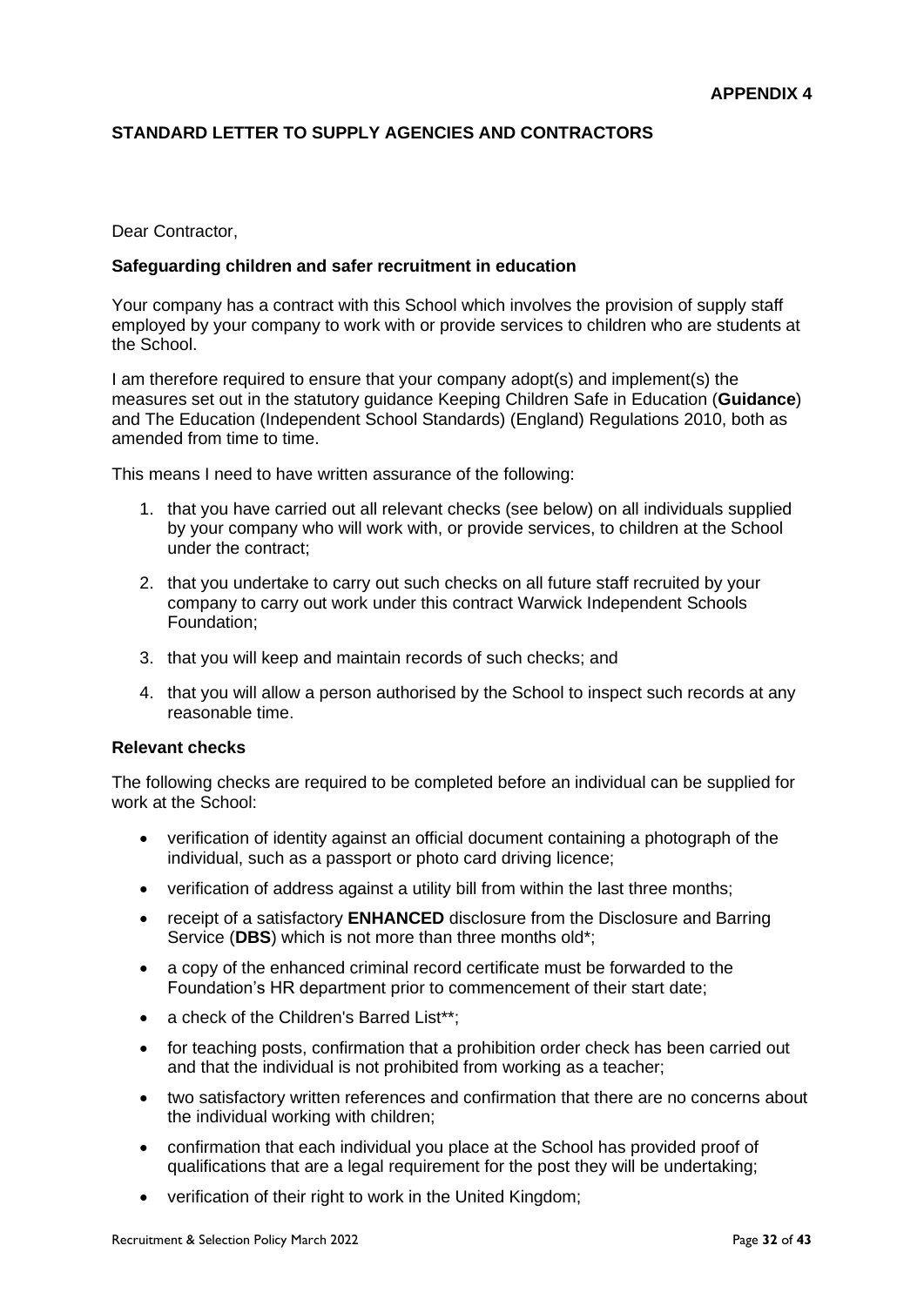**APPENDIX 4**

## STANDARD LETTER TO SUPPLY AGENCIES AND CONTRACTORS

Dear Contractor,

**Safeguarding children and safer recruitment in education**

Your company has a contract with this School which involves the provision of supply staff employed by your company to work with or provide services to children who are students at the School.

I am therefore required to ensure that your company adopt(s) and implement(s) the measures set out in the statutory guidance Keeping Children Safe in Education (**Guidance**) and The Education (Independent School Standards) (England) Regulations 2010, both as amended from time to time.

This means I need to have written assurance of the following:

1. that you have carried out all relevant checks (see below) on all individuals supplied by your company who will work with, or provide services, to children at the School under the contract;
2. that you undertake to carry out such checks on all future staff recruited by your company to carry out work under this contract Warwick Independent Schools Foundation;
3. that you will keep and maintain records of such checks; and
4. that you will allow a person authorised by the School to inspect such records at any reasonable time.

**Relevant checks**

The following checks are required to be completed before an individual can be supplied for work at the School:

- verification of identity against an official document containing a photograph of the individual, such as a passport or photo card driving licence;
- verification of address against a utility bill from within the last three months;
- receipt of a satisfactory **ENHANCED** disclosure from the Disclosure and Barring Service (**DBS**) which is not more than three months old*;
- a copy of the enhanced criminal record certificate must be forwarded to the Foundation's HR department prior to commencement of their start date;
- a check of the Children's Barred List**;
- for teaching posts, confirmation that a prohibition order check has been carried out and that the individual is not prohibited from working as a teacher;
- two satisfactory written references and confirmation that there are no concerns about the individual working with children;
- confirmation that each individual you place at the School has provided proof of qualifications that are a legal requirement for the post they will be undertaking;
- verification of their right to work in the United Kingdom;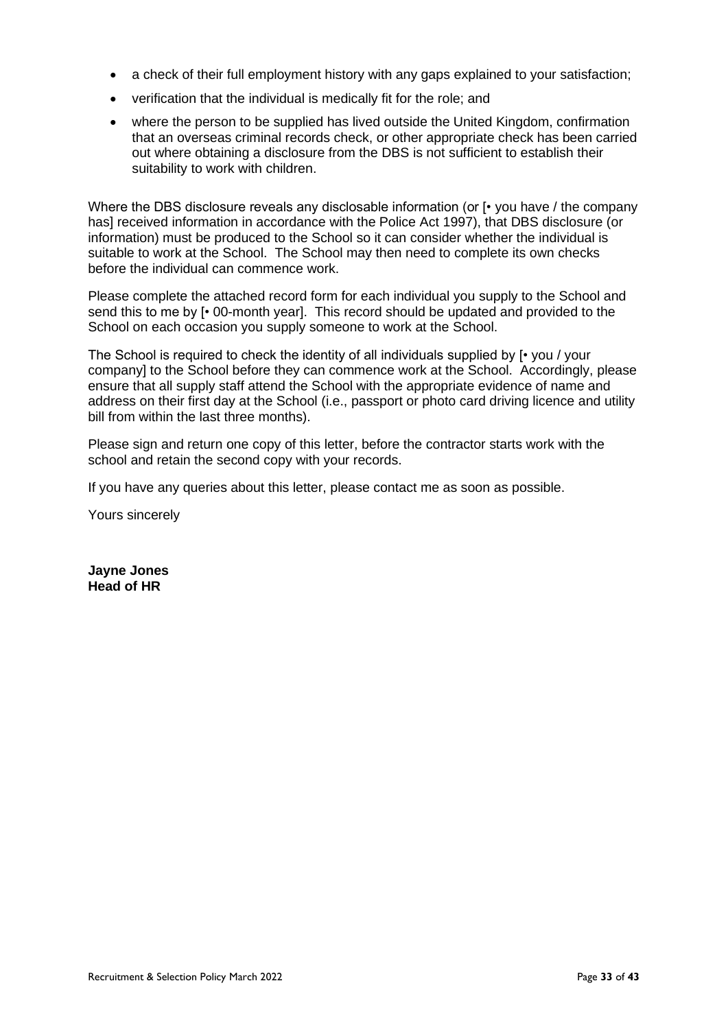- a check of their full employment history with any gaps explained to your satisfaction;
- verification that the individual is medically fit for the role; and
- where the person to be supplied has lived outside the United Kingdom, confirmation that an overseas criminal records check, or other appropriate check has been carried out where obtaining a disclosure from the DBS is not sufficient to establish their suitability to work with children.

Where the DBS disclosure reveals any disclosable information (or [• you have / the company has] received information in accordance with the Police Act 1997), that DBS disclosure (or information) must be produced to the School so it can consider whether the individual is suitable to work at the School. The School may then need to complete its own checks before the individual can commence work.

Please complete the attached record form for each individual you supply to the School and send this to me by [• 00-month year]. This record should be updated and provided to the School on each occasion you supply someone to work at the School.

The School is required to check the identity of all individuals supplied by [• you / your company] to the School before they can commence work at the School. Accordingly, please ensure that all supply staff attend the School with the appropriate evidence of name and address on their first day at the School (i.e., passport or photo card driving licence and utility bill from within the last three months).

Please sign and return one copy of this letter, before the contractor starts work with the school and retain the second copy with your records.

If you have any queries about this letter, please contact me as soon as possible.

Yours sincerely

**Jayne Jones**
**Head of HR**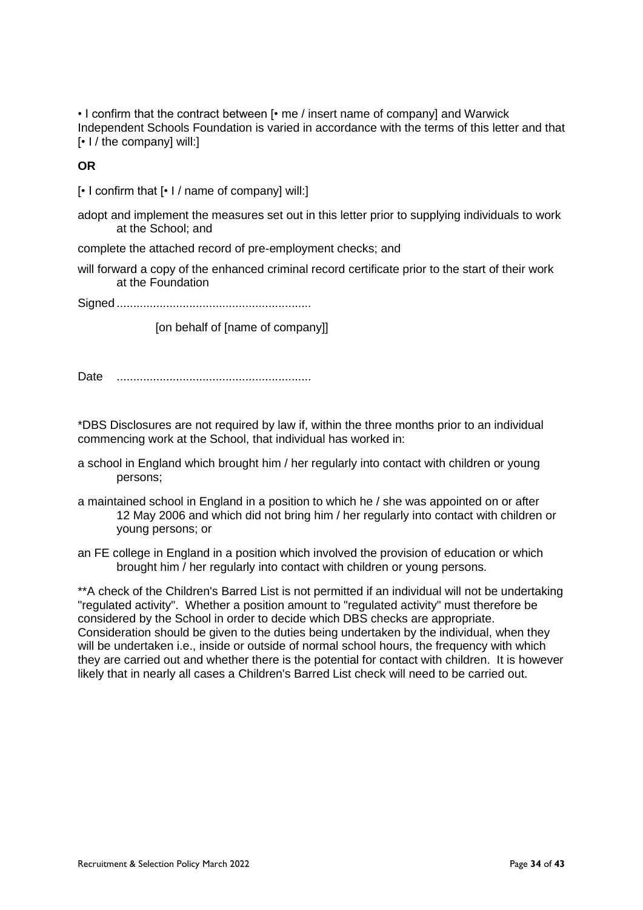• I confirm that the contract between [• me / insert name of company] and Warwick Independent Schools Foundation is varied in accordance with the terms of this letter and that [• I / the company] will:]

**OR**

[• I confirm that [• I / name of company] will:]

adopt and implement the measures set out in this letter prior to supplying individuals to work at the School; and

complete the attached record of pre-employment checks; and

will forward a copy of the enhanced criminal record certificate prior to the start of their work at the Foundation

Signed ..........................................................

[on behalf of [name of company]]

Date ..........................................................

*DBS Disclosures are not required by law if, within the three months prior to an individual commencing work at the School, that individual has worked in:

a school in England which brought him / her regularly into contact with children or young persons;

a maintained school in England in a position to which he / she was appointed on or after 12 May 2006 and which did not bring him / her regularly into contact with children or young persons; or

an FE college in England in a position which involved the provision of education or which brought him / her regularly into contact with children or young persons.

**A check of the Children's Barred List is not permitted if an individual will not be undertaking "regulated activity". Whether a position amount to "regulated activity" must therefore be considered by the School in order to decide which DBS checks are appropriate. Consideration should be given to the duties being undertaken by the individual, when they will be undertaken i.e., inside or outside of normal school hours, the frequency with which they are carried out and whether there is the potential for contact with children. It is however likely that in nearly all cases a Children's Barred List check will need to be carried out.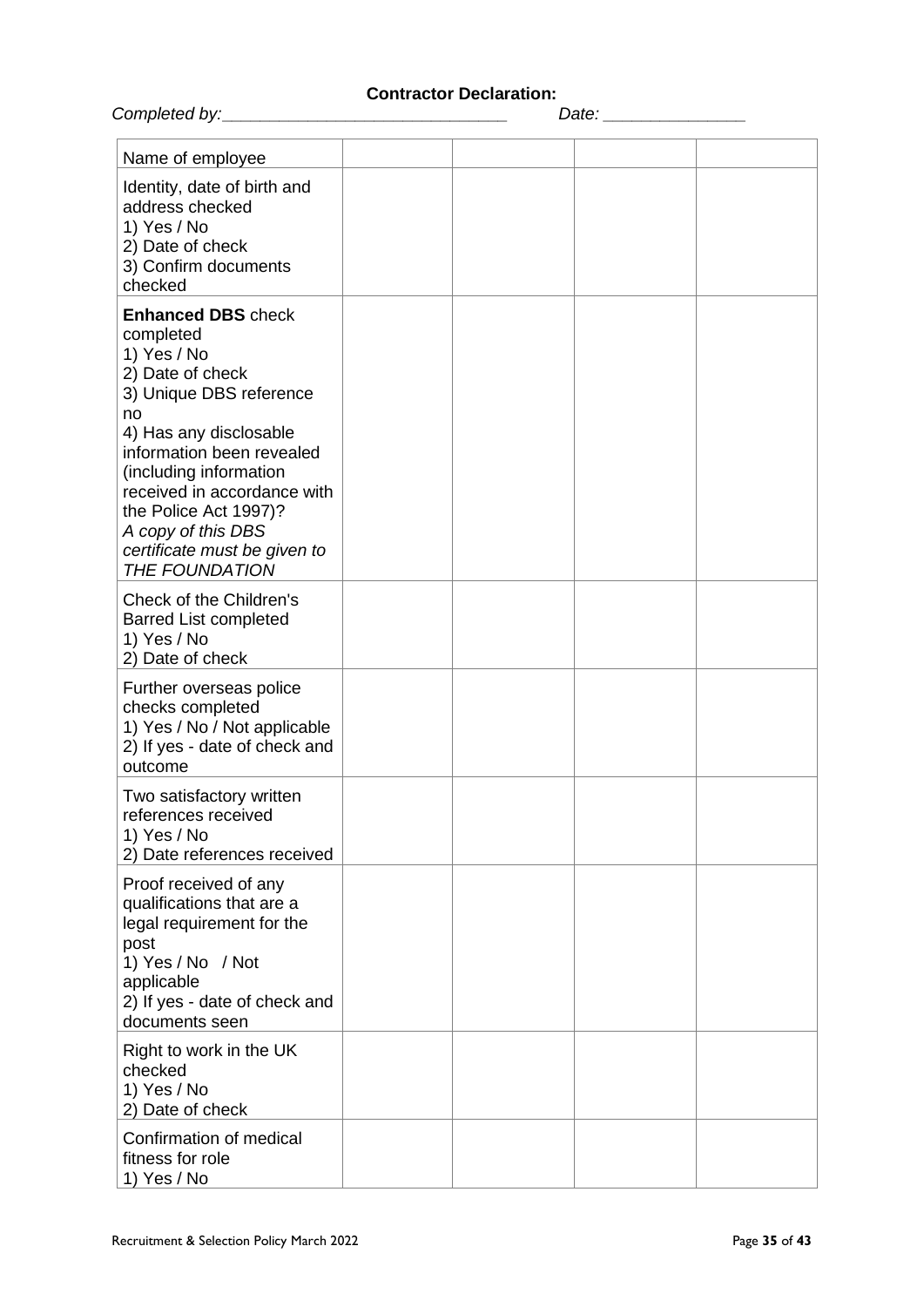**Contractor Declaration:**

*Completed by:_______________________________ Date: _______________*

| Name of employee | | | | |
|---|---|---|---|---|
| Identity, date of birth and address checked<br>1) Yes / No<br>2) Date of check<br>3) Confirm documents checked | | | | |
| **Enhanced DBS** check completed<br>1) Yes / No<br>2) Date of check<br>3) Unique DBS reference no<br>4) Has any disclosable information been revealed (including information received in accordance with the Police Act 1997)?<br>*A copy of this DBS certificate must be given to THE FOUNDATION* | | | | |
| Check of the Children's Barred List completed<br>1) Yes / No<br>2) Date of check | | | | |
| Further overseas police checks completed<br>1) Yes / No / Not applicable<br>2) If yes - date of check and outcome | | | | |
| Two satisfactory written references received<br>1) Yes / No<br>2) Date references received | | | | |
| Proof received of any qualifications that are a legal requirement for the post<br>1) Yes / No / Not applicable<br>2) If yes - date of check and documents seen | | | | |
| Right to work in the UK checked<br>1) Yes / No<br>2) Date of check | | | | |
| Confirmation of medical fitness for role<br>1) Yes / No | | | | |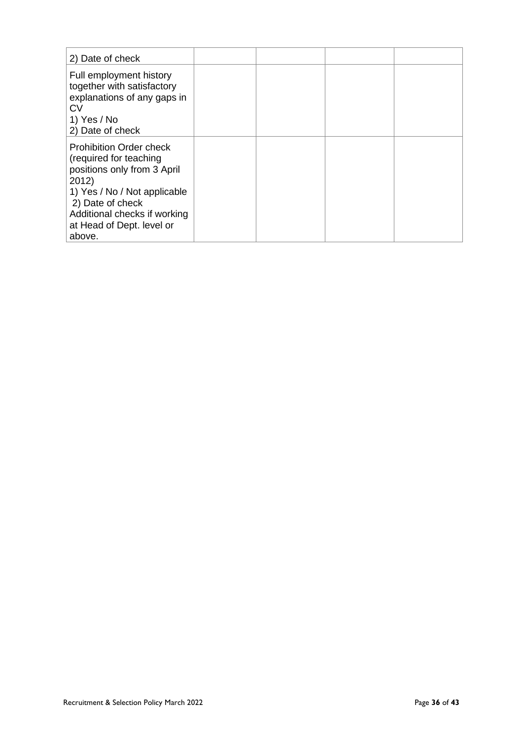| | | | | |
|---|---|---|---|---|
| 2) Date of check | | | | |
| Full employment history together with satisfactory explanations of any gaps in CV<br>1) Yes / No<br>2) Date of check | | | | |
| Prohibition Order check (required for teaching positions only from 3 April 2012)<br>1) Yes / No / Not applicable<br>2) Date of check<br>Additional checks if working at Head of Dept. level or above. | | | | |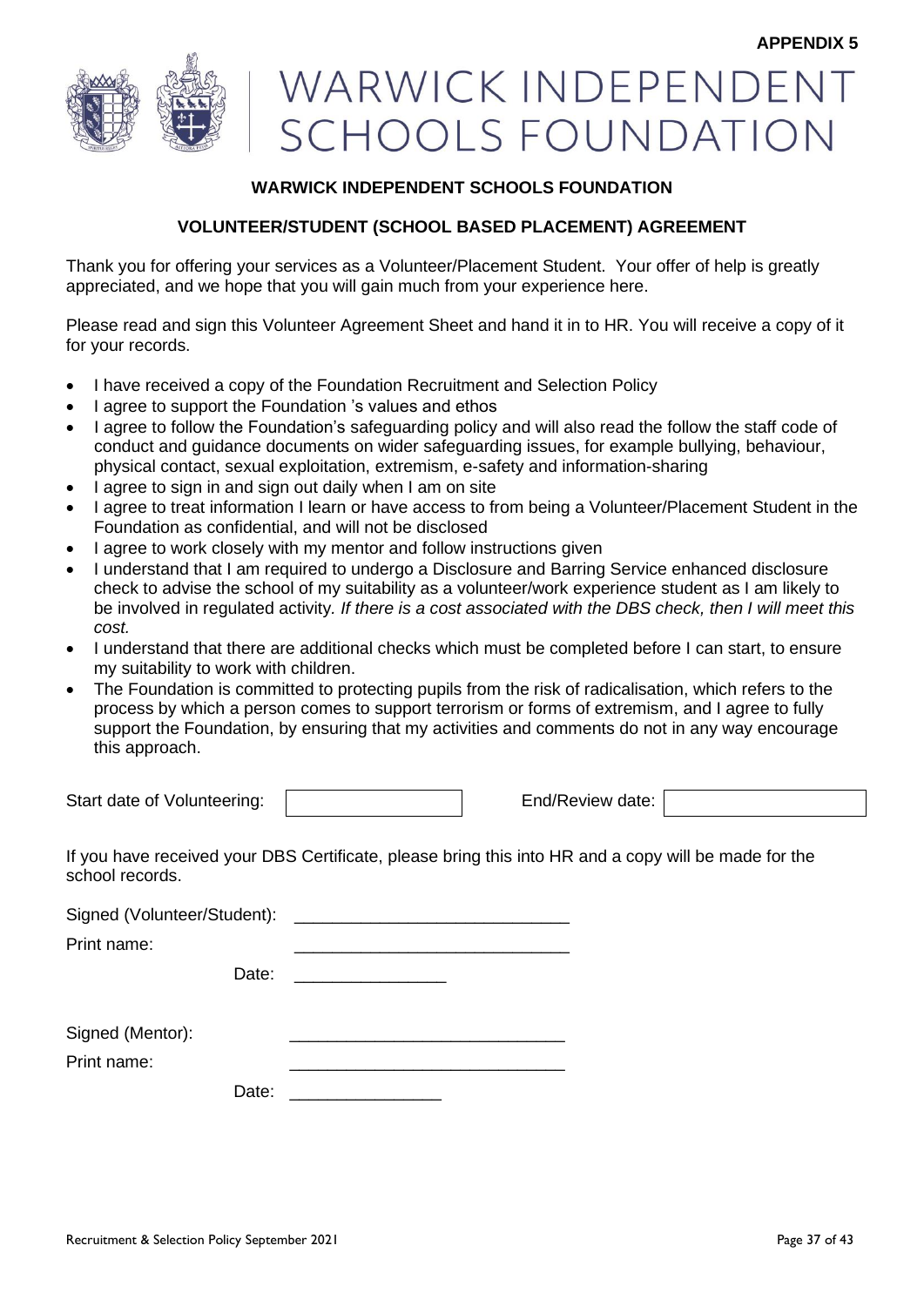**APPENDIX 5**

WARWICK INDEPENDENT SCHOOLS FOUNDATION

**WARWICK INDEPENDENT SCHOOLS FOUNDATION**

**VOLUNTEER/STUDENT (SCHOOL BASED PLACEMENT) AGREEMENT**

Thank you for offering your services as a Volunteer/Placement Student. Your offer of help is greatly appreciated, and we hope that you will gain much from your experience here.

Please read and sign this Volunteer Agreement Sheet and hand it in to HR. You will receive a copy of it for your records.

- I have received a copy of the Foundation Recruitment and Selection Policy
- I agree to support the Foundation 's values and ethos
- I agree to follow the Foundation's safeguarding policy and will also read the follow the staff code of conduct and guidance documents on wider safeguarding issues, for example bullying, behaviour, physical contact, sexual exploitation, extremism, e-safety and information-sharing
- I agree to sign in and sign out daily when I am on site
- I agree to treat information I learn or have access to from being a Volunteer/Placement Student in the Foundation as confidential, and will not be disclosed
- I agree to work closely with my mentor and follow instructions given
- I understand that I am required to undergo a Disclosure and Barring Service enhanced disclosure check to advise the school of my suitability as a volunteer/work experience student as I am likely to be involved in regulated activity. *If there is a cost associated with the DBS check, then I will meet this cost.*
- I understand that there are additional checks which must be completed before I can start, to ensure my suitability to work with children.
- The Foundation is committed to protecting pupils from the risk of radicalisation, which refers to the process by which a person comes to support terrorism or forms of extremism, and I agree to fully support the Foundation, by ensuring that my activities and comments do not in any way encourage this approach.

Start date of Volunteering: ____________ End/Review date: ____________

If you have received your DBS Certificate, please bring this into HR and a copy will be made for the school records.

Signed (Volunteer/Student): ____________________________

Print name: ____________________________

Date: ________________

Signed (Mentor): ____________________________

Print name: ____________________________

Date: ________________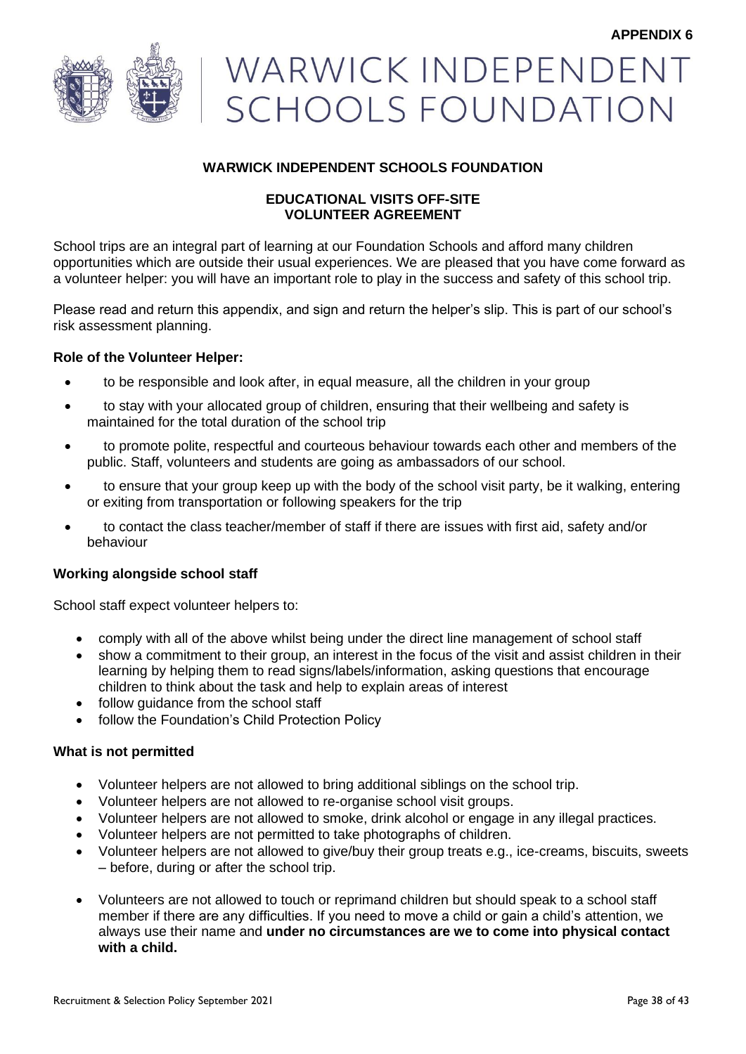APPENDIX 6

WARWICK INDEPENDENT SCHOOLS FOUNDATION

## WARWICK INDEPENDENT SCHOOLS FOUNDATION

### EDUCATIONAL VISITS OFF-SITE
### VOLUNTEER AGREEMENT

School trips are an integral part of learning at our Foundation Schools and afford many children opportunities which are outside their usual experiences. We are pleased that you have come forward as a volunteer helper: you will have an important role to play in the success and safety of this school trip.

Please read and return this appendix, and sign and return the helper's slip. This is part of our school's risk assessment planning.

**Role of the Volunteer Helper:**

- to be responsible and look after, in equal measure, all the children in your group
- to stay with your allocated group of children, ensuring that their wellbeing and safety is maintained for the total duration of the school trip
- to promote polite, respectful and courteous behaviour towards each other and members of the public. Staff, volunteers and students are going as ambassadors of our school.
- to ensure that your group keep up with the body of the school visit party, be it walking, entering or exiting from transportation or following speakers for the trip
- to contact the class teacher/member of staff if there are issues with first aid, safety and/or behaviour

**Working alongside school staff**

School staff expect volunteer helpers to:

- comply with all of the above whilst being under the direct line management of school staff
- show a commitment to their group, an interest in the focus of the visit and assist children in their learning by helping them to read signs/labels/information, asking questions that encourage children to think about the task and help to explain areas of interest
- follow guidance from the school staff
- follow the Foundation's Child Protection Policy

**What is not permitted**

- Volunteer helpers are not allowed to bring additional siblings on the school trip.
- Volunteer helpers are not allowed to re-organise school visit groups.
- Volunteer helpers are not allowed to smoke, drink alcohol or engage in any illegal practices.
- Volunteer helpers are not permitted to take photographs of children.
- Volunteer helpers are not allowed to give/buy their group treats e.g., ice-creams, biscuits, sweets – before, during or after the school trip.
- Volunteers are not allowed to touch or reprimand children but should speak to a school staff member if there are any difficulties. If you need to move a child or gain a child's attention, we always use their name and **under no circumstances are we to come into physical contact with a child.**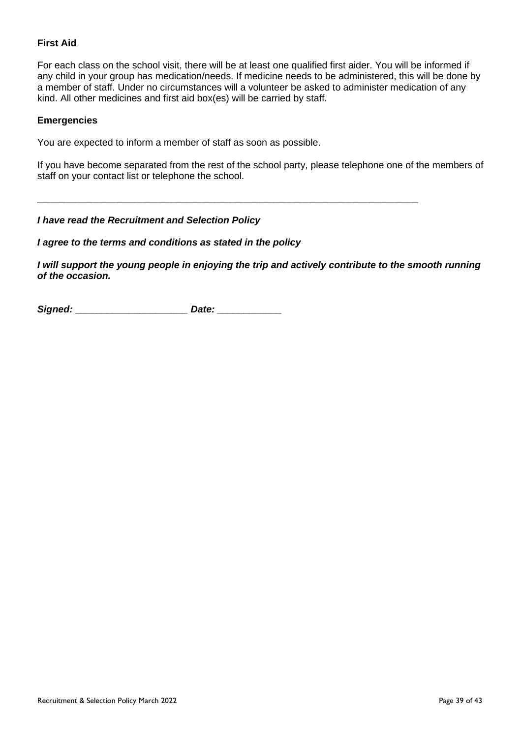**First Aid**

For each class on the school visit, there will be at least one qualified first aider. You will be informed if any child in your group has medication/needs. If medicine needs to be administered, this will be done by a member of staff. Under no circumstances will a volunteer be asked to administer medication of any kind. All other medicines and first aid box(es) will be carried by staff.

**Emergencies**

You are expected to inform a member of staff as soon as possible.

If you have become separated from the rest of the school party, please telephone one of the members of staff on your contact list or telephone the school.

---

***I have read the Recruitment and Selection Policy***

***I agree to the terms and conditions as stated in the policy***

***I will support the young people in enjoying the trip and actively contribute to the smooth running of the occasion.***

***Signed: ____________________ Date: ___________***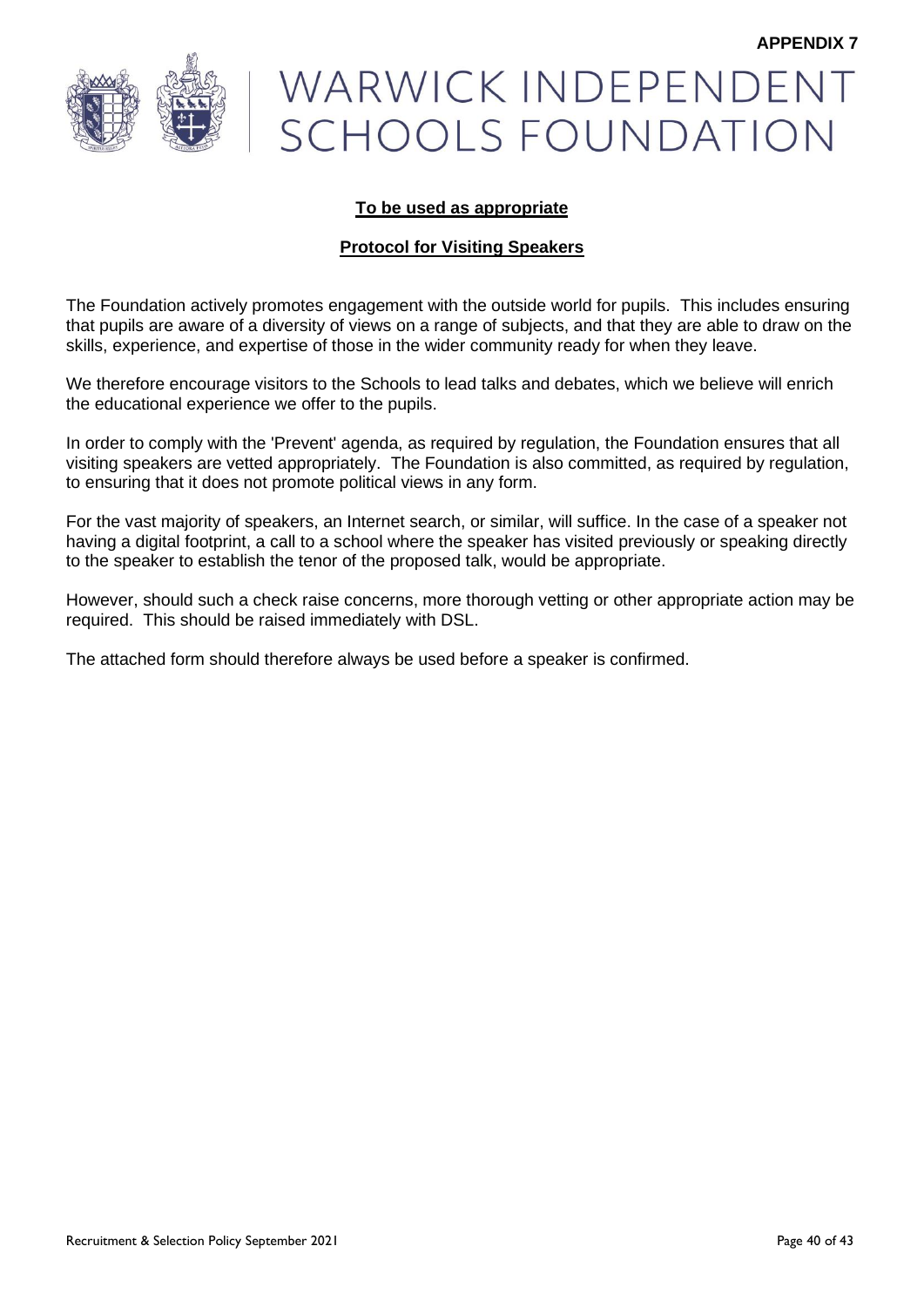**APPENDIX 7**

# WARWICK INDEPENDENT SCHOOLS FOUNDATION

**To be used as appropriate**

**Protocol for Visiting Speakers**

The Foundation actively promotes engagement with the outside world for pupils. This includes ensuring that pupils are aware of a diversity of views on a range of subjects, and that they are able to draw on the skills, experience, and expertise of those in the wider community ready for when they leave.

We therefore encourage visitors to the Schools to lead talks and debates, which we believe will enrich the educational experience we offer to the pupils.

In order to comply with the 'Prevent' agenda, as required by regulation, the Foundation ensures that all visiting speakers are vetted appropriately. The Foundation is also committed, as required by regulation, to ensuring that it does not promote political views in any form.

For the vast majority of speakers, an Internet search, or similar, will suffice. In the case of a speaker not having a digital footprint, a call to a school where the speaker has visited previously or speaking directly to the speaker to establish the tenor of the proposed talk, would be appropriate.

However, should such a check raise concerns, more thorough vetting or other appropriate action may be required. This should be raised immediately with DSL.

The attached form should therefore always be used before a speaker is confirmed.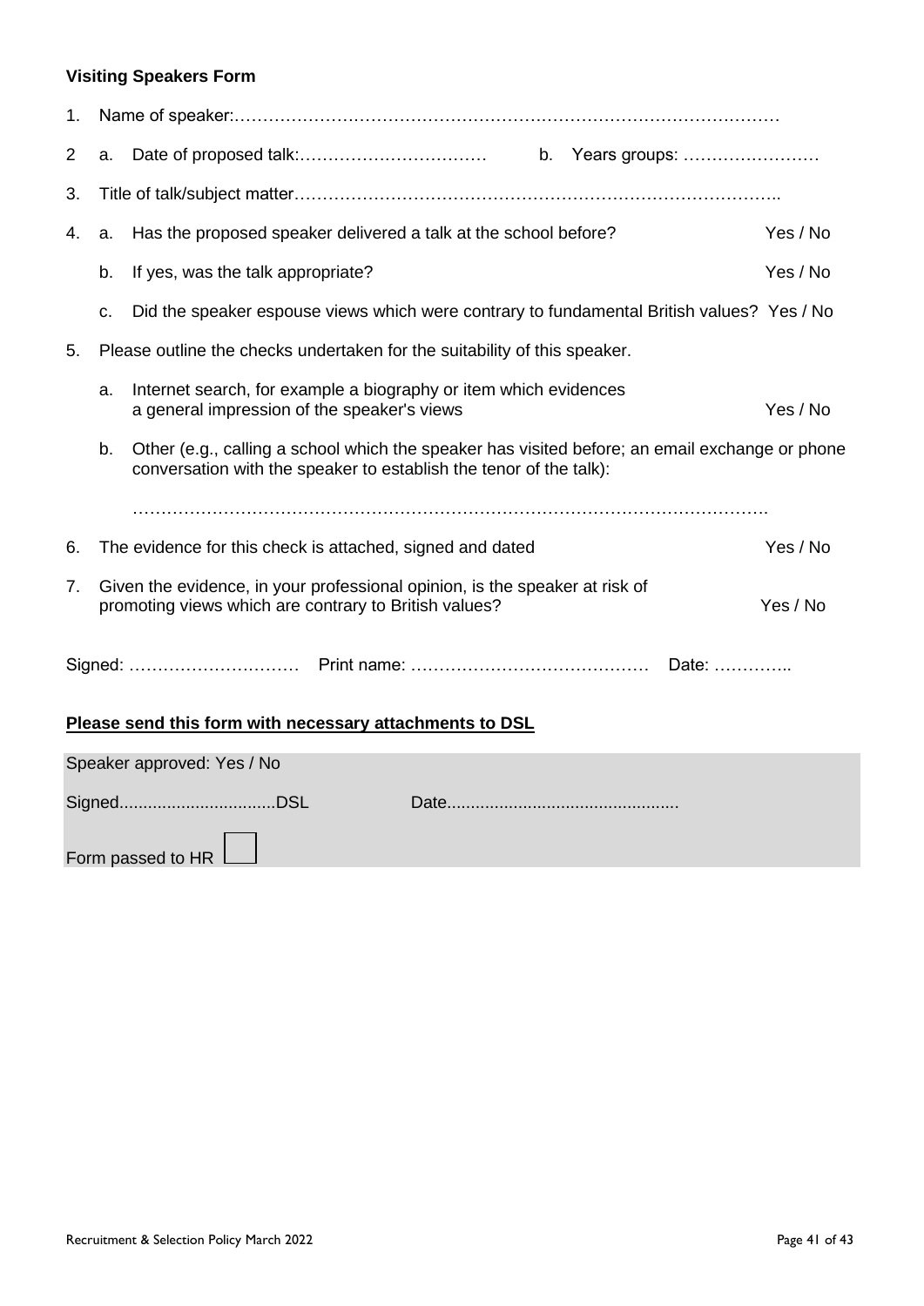**Visiting Speakers Form**

1. Name of speaker:………………………………………………………………………………………

2 a. Date of proposed talk:…………………………… b. Years groups: ……………………

3. Title of talk/subject matter………………………………………………………………………..

4. a. Has the proposed speaker delivered a talk at the school before? Yes / No

   b. If yes, was the talk appropriate? Yes / No

   c. Did the speaker espouse views which were contrary to fundamental British values? Yes / No

5. Please outline the checks undertaken for the suitability of this speaker.

   a. Internet search, for example a biography or item which evidences a general impression of the speaker's views Yes / No

   b. Other (e.g., calling a school which the speaker has visited before; an email exchange or phone conversation with the speaker to establish the tenor of the talk):

   ……………………………………………………………………………………………….

6. The evidence for this check is attached, signed and dated Yes / No

7. Given the evidence, in your professional opinion, is the speaker at risk of promoting views which are contrary to British values? Yes / No

Signed: ………………………… Print name: …………………………………… Date: …………..

**<u>Please send this form with necessary attachments to DSL</u>**

Speaker approved: Yes / No

Signed................................DSL Date................................................

Form passed to HR ☐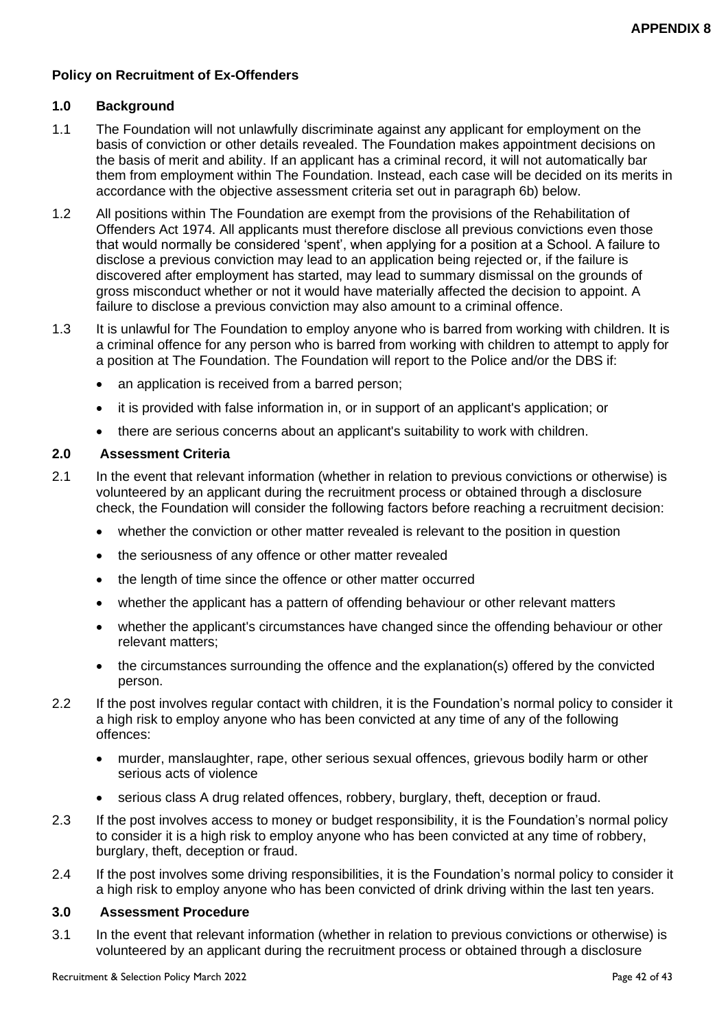**APPENDIX 8**

**Policy on Recruitment of Ex-Offenders**

**1.0 Background**

1.1 The Foundation will not unlawfully discriminate against any applicant for employment on the basis of conviction or other details revealed. The Foundation makes appointment decisions on the basis of merit and ability. If an applicant has a criminal record, it will not automatically bar them from employment within The Foundation. Instead, each case will be decided on its merits in accordance with the objective assessment criteria set out in paragraph 6b) below.

1.2 All positions within The Foundation are exempt from the provisions of the Rehabilitation of Offenders Act 1974. All applicants must therefore disclose all previous convictions even those that would normally be considered 'spent', when applying for a position at a School. A failure to disclose a previous conviction may lead to an application being rejected or, if the failure is discovered after employment has started, may lead to summary dismissal on the grounds of gross misconduct whether or not it would have materially affected the decision to appoint. A failure to disclose a previous conviction may also amount to a criminal offence.

1.3 It is unlawful for The Foundation to employ anyone who is barred from working with children. It is a criminal offence for any person who is barred from working with children to attempt to apply for a position at The Foundation. The Foundation will report to the Police and/or the DBS if:

- an application is received from a barred person;
- it is provided with false information in, or in support of an applicant's application; or
- there are serious concerns about an applicant's suitability to work with children.

**2.0 Assessment Criteria**

2.1 In the event that relevant information (whether in relation to previous convictions or otherwise) is volunteered by an applicant during the recruitment process or obtained through a disclosure check, the Foundation will consider the following factors before reaching a recruitment decision:

- whether the conviction or other matter revealed is relevant to the position in question
- the seriousness of any offence or other matter revealed
- the length of time since the offence or other matter occurred
- whether the applicant has a pattern of offending behaviour or other relevant matters
- whether the applicant's circumstances have changed since the offending behaviour or other relevant matters;
- the circumstances surrounding the offence and the explanation(s) offered by the convicted person.

2.2 If the post involves regular contact with children, it is the Foundation's normal policy to consider it a high risk to employ anyone who has been convicted at any time of any of the following offences:

- murder, manslaughter, rape, other serious sexual offences, grievous bodily harm or other serious acts of violence
- serious class A drug related offences, robbery, burglary, theft, deception or fraud.

2.3 If the post involves access to money or budget responsibility, it is the Foundation's normal policy to consider it is a high risk to employ anyone who has been convicted at any time of robbery, burglary, theft, deception or fraud.

2.4 If the post involves some driving responsibilities, it is the Foundation's normal policy to consider it a high risk to employ anyone who has been convicted of drink driving within the last ten years.

**3.0 Assessment Procedure**

3.1 In the event that relevant information (whether in relation to previous convictions or otherwise) is volunteered by an applicant during the recruitment process or obtained through a disclosure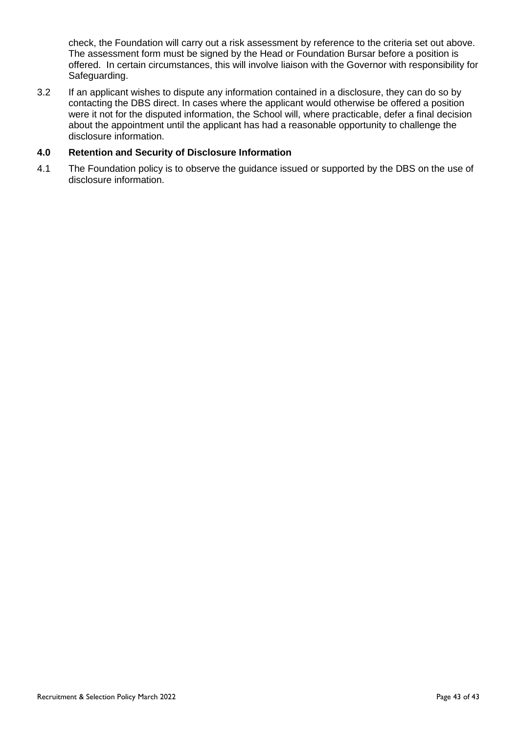check, the Foundation will carry out a risk assessment by reference to the criteria set out above. The assessment form must be signed by the Head or Foundation Bursar before a position is offered. In certain circumstances, this will involve liaison with the Governor with responsibility for Safeguarding.

3.2 If an applicant wishes to dispute any information contained in a disclosure, they can do so by contacting the DBS direct. In cases where the applicant would otherwise be offered a position were it not for the disputed information, the School will, where practicable, defer a final decision about the appointment until the applicant has had a reasonable opportunity to challenge the disclosure information.

**4.0 Retention and Security of Disclosure Information**

4.1 The Foundation policy is to observe the guidance issued or supported by the DBS on the use of disclosure information.